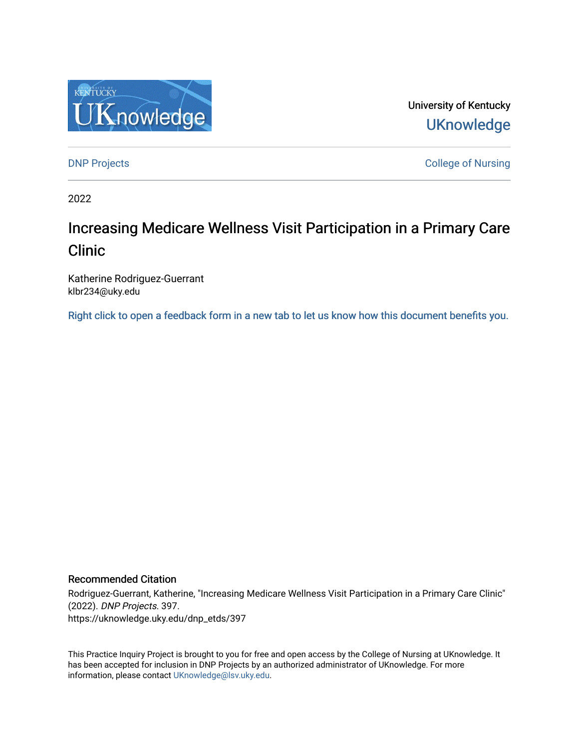University of Kentucky

UKnowledge

DNP Projects

College of Nursing

2022

# Increasing Medicare Wellness Visit Participation in a Primary Care Clinic

Katherine Rodriguez-Guerrant
klbr234@uky.edu

Right click to open a feedback form in a new tab to let us know how this document benefits you.

## Recommended Citation

Rodriguez-Guerrant, Katherine, "Increasing Medicare Wellness Visit Participation in a Primary Care Clinic" (2022). *DNP Projects*. 397.
https://uknowledge.uky.edu/dnp_etds/397

This Practice Inquiry Project is brought to you for free and open access by the College of Nursing at UKnowledge. It has been accepted for inclusion in DNP Projects by an authorized administrator of UKnowledge. For more information, please contact UKnowledge@lsv.uky.edu.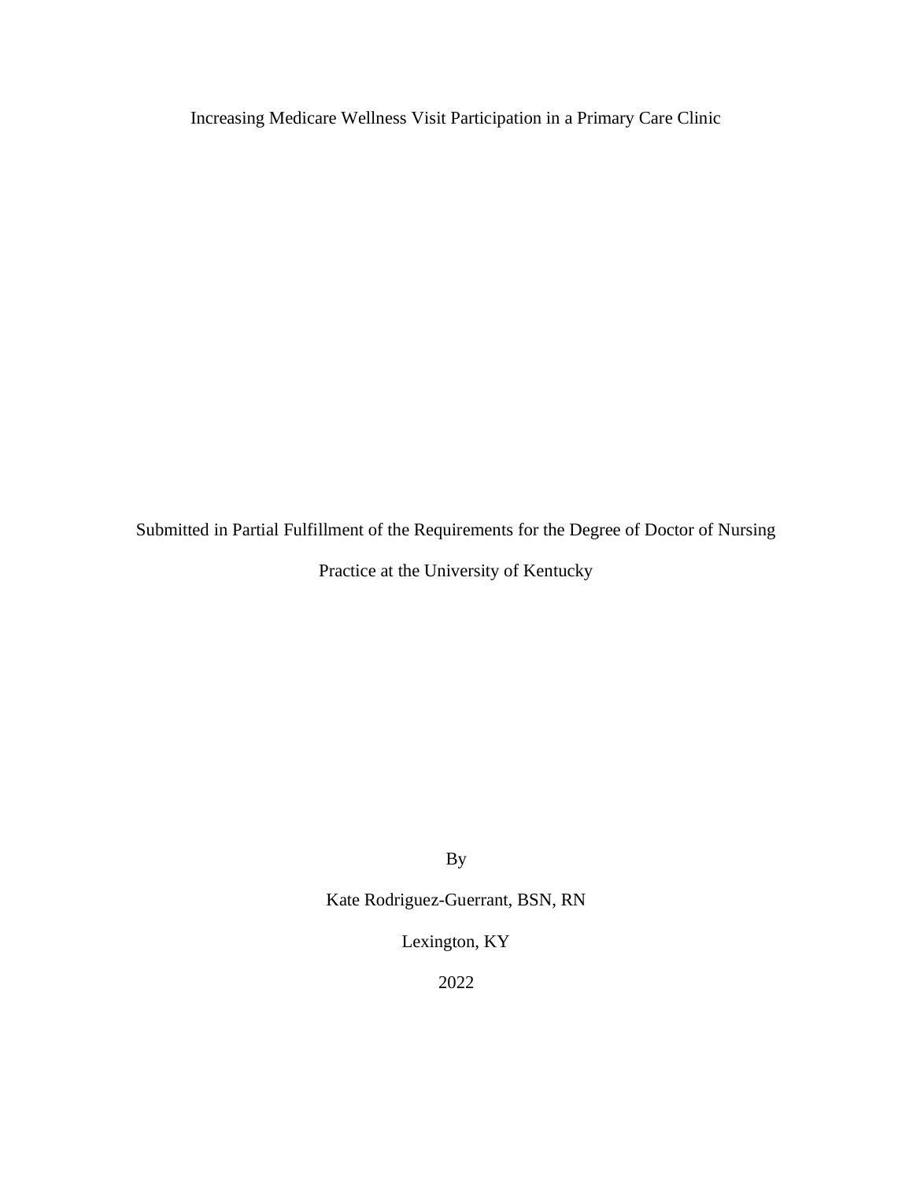# Increasing Medicare Wellness Visit Participation in a Primary Care Clinic

Submitted in Partial Fulfillment of the Requirements for the Degree of Doctor of Nursing Practice at the University of Kentucky

By

Kate Rodriguez-Guerrant, BSN, RN

Lexington, KY

2022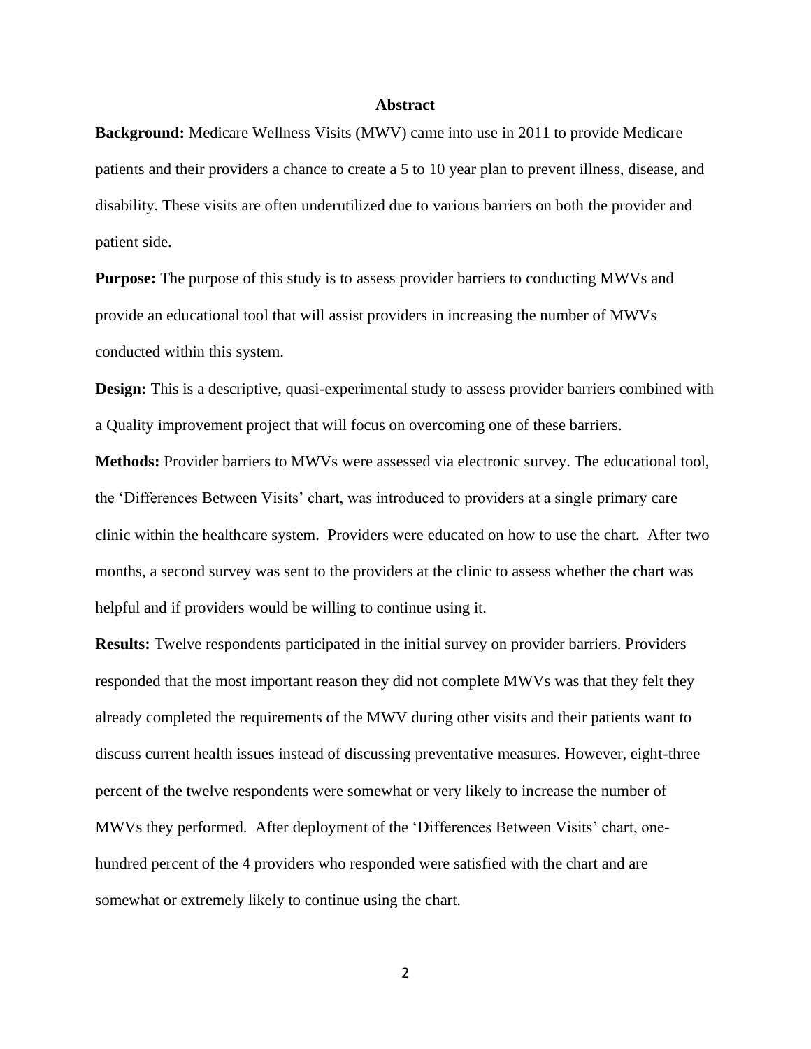# Abstract

**Background:** Medicare Wellness Visits (MWV) came into use in 2011 to provide Medicare patients and their providers a chance to create a 5 to 10 year plan to prevent illness, disease, and disability. These visits are often underutilized due to various barriers on both the provider and patient side.

**Purpose:** The purpose of this study is to assess provider barriers to conducting MWVs and provide an educational tool that will assist providers in increasing the number of MWVs conducted within this system.

**Design:** This is a descriptive, quasi-experimental study to assess provider barriers combined with a Quality improvement project that will focus on overcoming one of these barriers.

**Methods:** Provider barriers to MWVs were assessed via electronic survey. The educational tool, the 'Differences Between Visits' chart, was introduced to providers at a single primary care clinic within the healthcare system. Providers were educated on how to use the chart. After two months, a second survey was sent to the providers at the clinic to assess whether the chart was helpful and if providers would be willing to continue using it.

**Results:** Twelve respondents participated in the initial survey on provider barriers. Providers responded that the most important reason they did not complete MWVs was that they felt they already completed the requirements of the MWV during other visits and their patients want to discuss current health issues instead of discussing preventative measures. However, eight-three percent of the twelve respondents were somewhat or very likely to increase the number of MWVs they performed. After deployment of the 'Differences Between Visits' chart, one-hundred percent of the 4 providers who responded were satisfied with the chart and are somewhat or extremely likely to continue using the chart.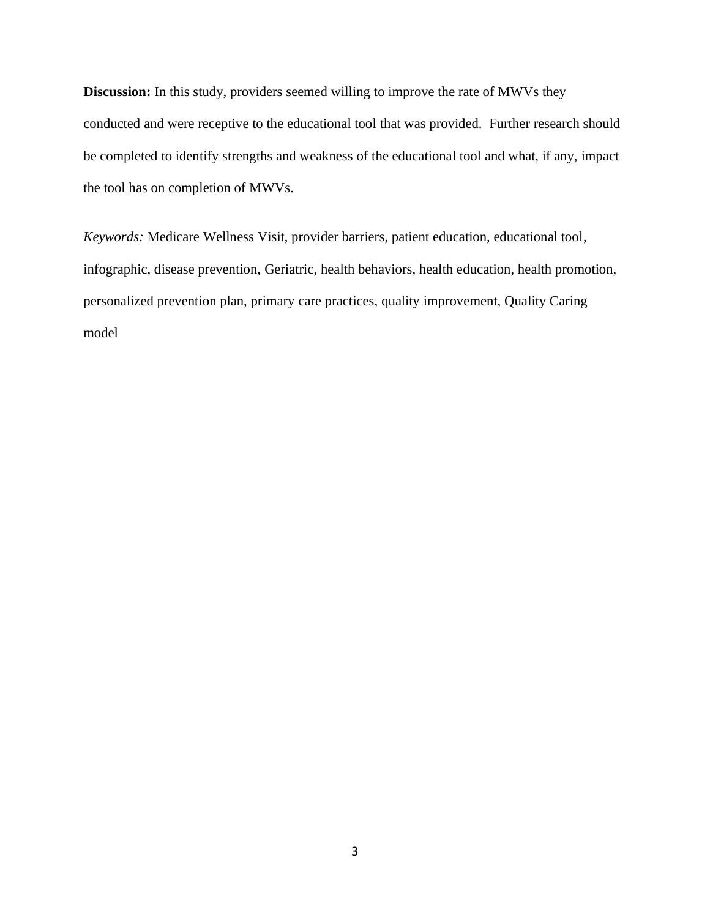**Discussion:** In this study, providers seemed willing to improve the rate of MWVs they conducted and were receptive to the educational tool that was provided. Further research should be completed to identify strengths and weakness of the educational tool and what, if any, impact the tool has on completion of MWVs.

*Keywords:* Medicare Wellness Visit, provider barriers, patient education, educational tool, infographic, disease prevention, Geriatric, health behaviors, health education, health promotion, personalized prevention plan, primary care practices, quality improvement, Quality Caring model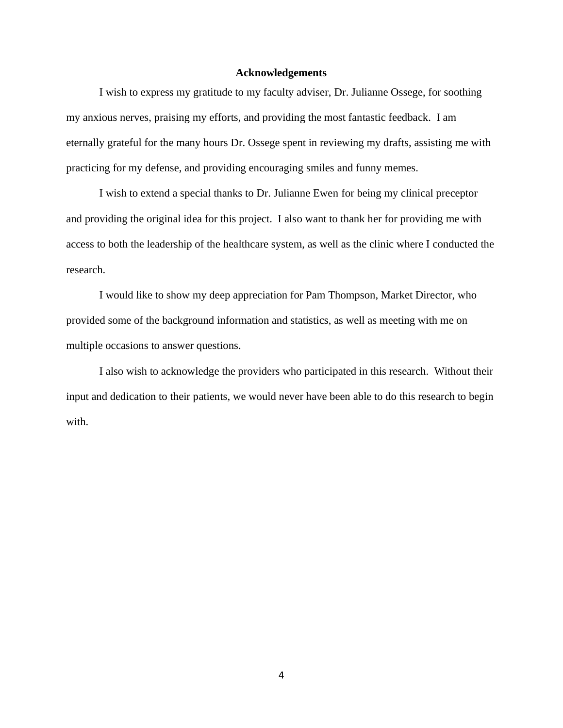# Acknowledgements

I wish to express my gratitude to my faculty adviser, Dr. Julianne Ossege, for soothing my anxious nerves, praising my efforts, and providing the most fantastic feedback. I am eternally grateful for the many hours Dr. Ossege spent in reviewing my drafts, assisting me with practicing for my defense, and providing encouraging smiles and funny memes.

I wish to extend a special thanks to Dr. Julianne Ewen for being my clinical preceptor and providing the original idea for this project. I also want to thank her for providing me with access to both the leadership of the healthcare system, as well as the clinic where I conducted the research.

I would like to show my deep appreciation for Pam Thompson, Market Director, who provided some of the background information and statistics, as well as meeting with me on multiple occasions to answer questions.

I also wish to acknowledge the providers who participated in this research. Without their input and dedication to their patients, we would never have been able to do this research to begin with.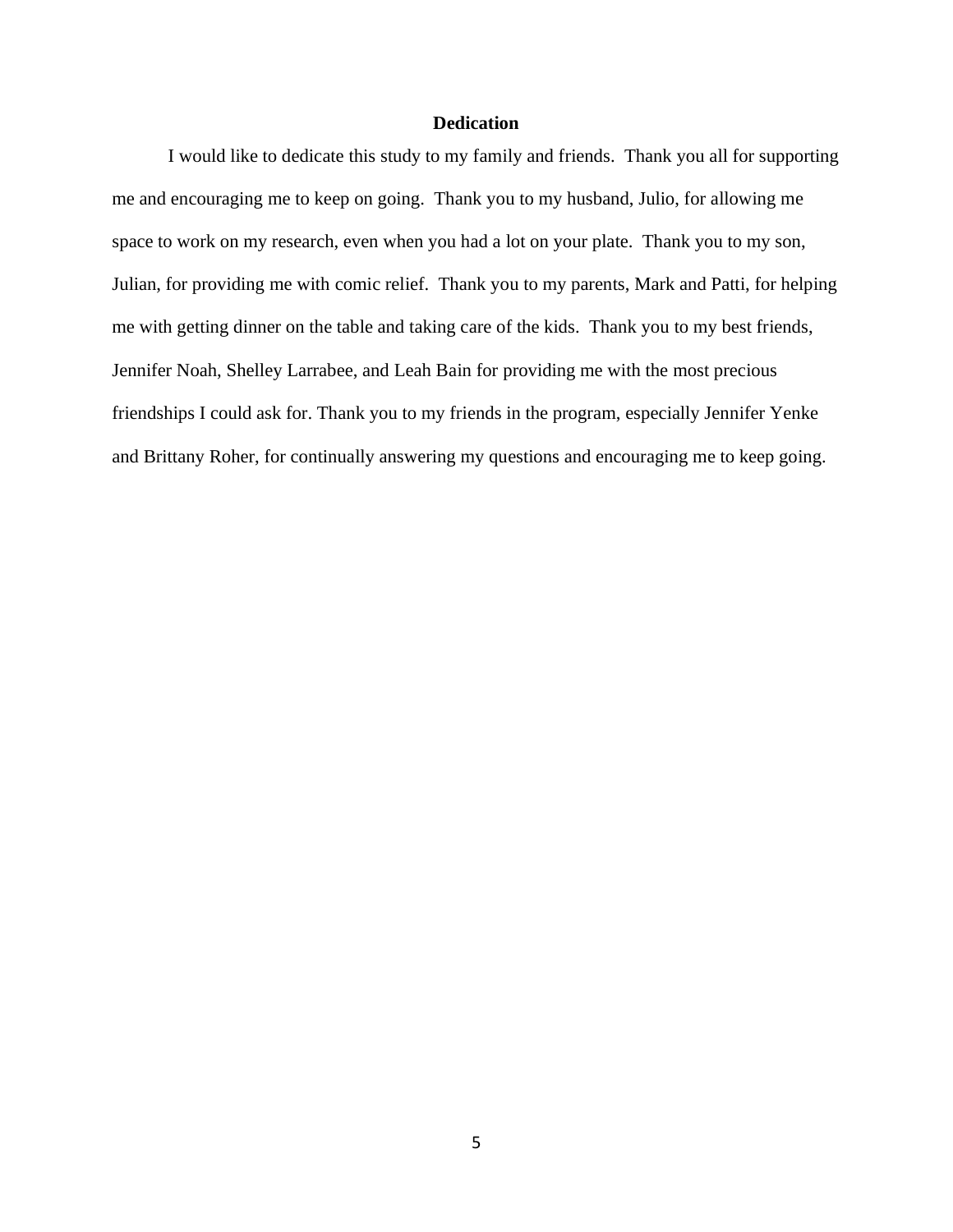# Dedication

I would like to dedicate this study to my family and friends. Thank you all for supporting me and encouraging me to keep on going. Thank you to my husband, Julio, for allowing me space to work on my research, even when you had a lot on your plate. Thank you to my son, Julian, for providing me with comic relief. Thank you to my parents, Mark and Patti, for helping me with getting dinner on the table and taking care of the kids. Thank you to my best friends, Jennifer Noah, Shelley Larrabee, and Leah Bain for providing me with the most precious friendships I could ask for. Thank you to my friends in the program, especially Jennifer Yenke and Brittany Roher, for continually answering my questions and encouraging me to keep going.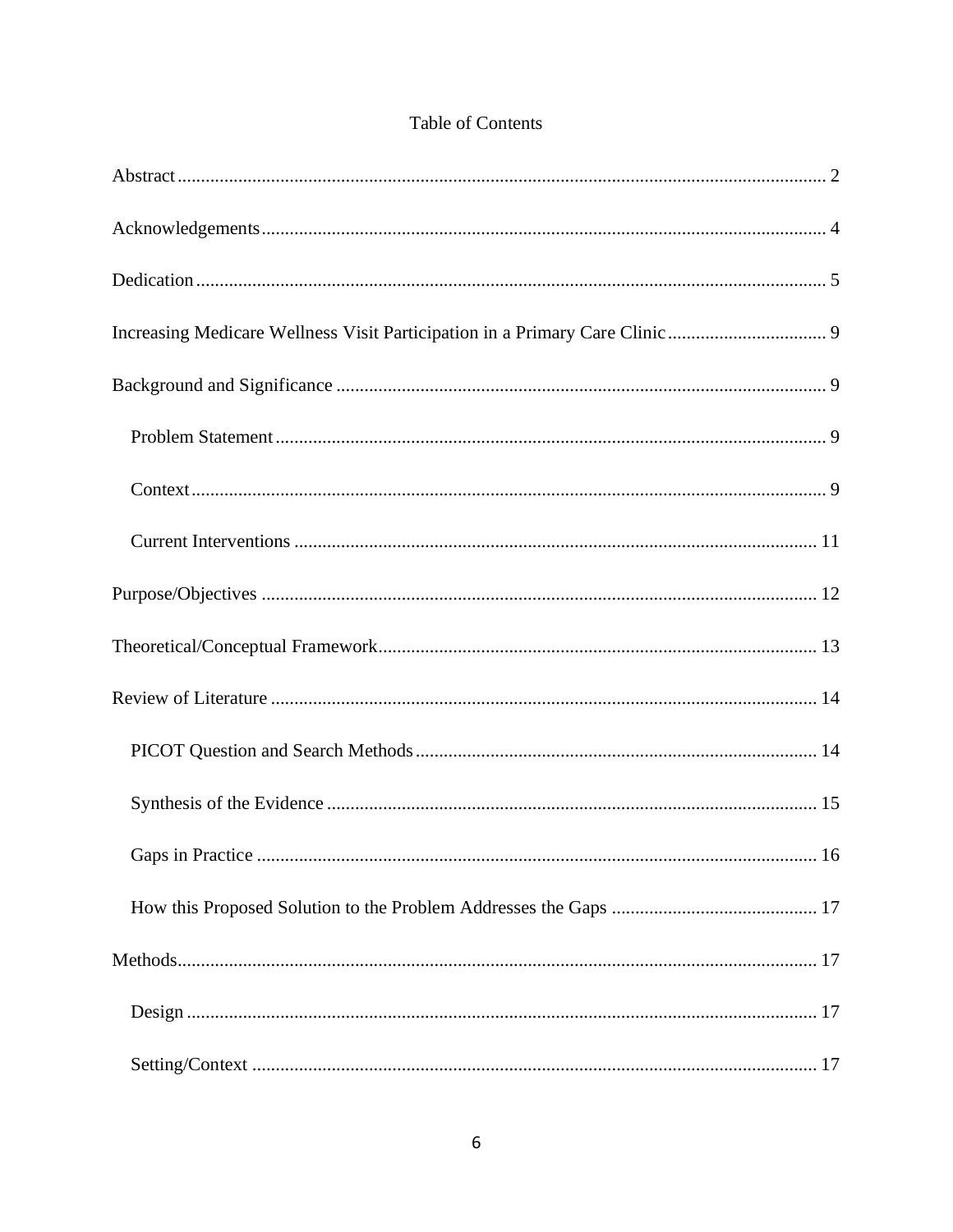# Table of Contents

Abstract .......... 2

Acknowledgements .......... 4

Dedication .......... 5

Increasing Medicare Wellness Visit Participation in a Primary Care Clinic .......... 9

Background and Significance .......... 9

- Problem Statement .......... 9
- Context .......... 9
- Current Interventions .......... 11

Purpose/Objectives .......... 12

Theoretical/Conceptual Framework .......... 13

Review of Literature .......... 14

- PICOT Question and Search Methods .......... 14
- Synthesis of the Evidence .......... 15
- Gaps in Practice .......... 16
- How this Proposed Solution to the Problem Addresses the Gaps .......... 17

Methods .......... 17

- Design .......... 17
- Setting/Context .......... 17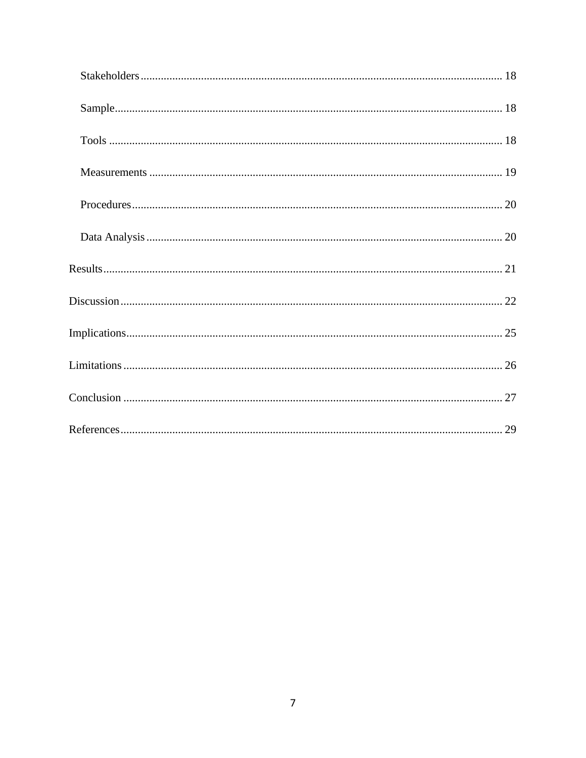Stakeholders ..... 18

Sample ..... 18

Tools ..... 18

Measurements ..... 19

Procedures ..... 20

Data Analysis ..... 20

Results ..... 21

Discussion ..... 22

Implications ..... 25

Limitations ..... 26

Conclusion ..... 27

References ..... 29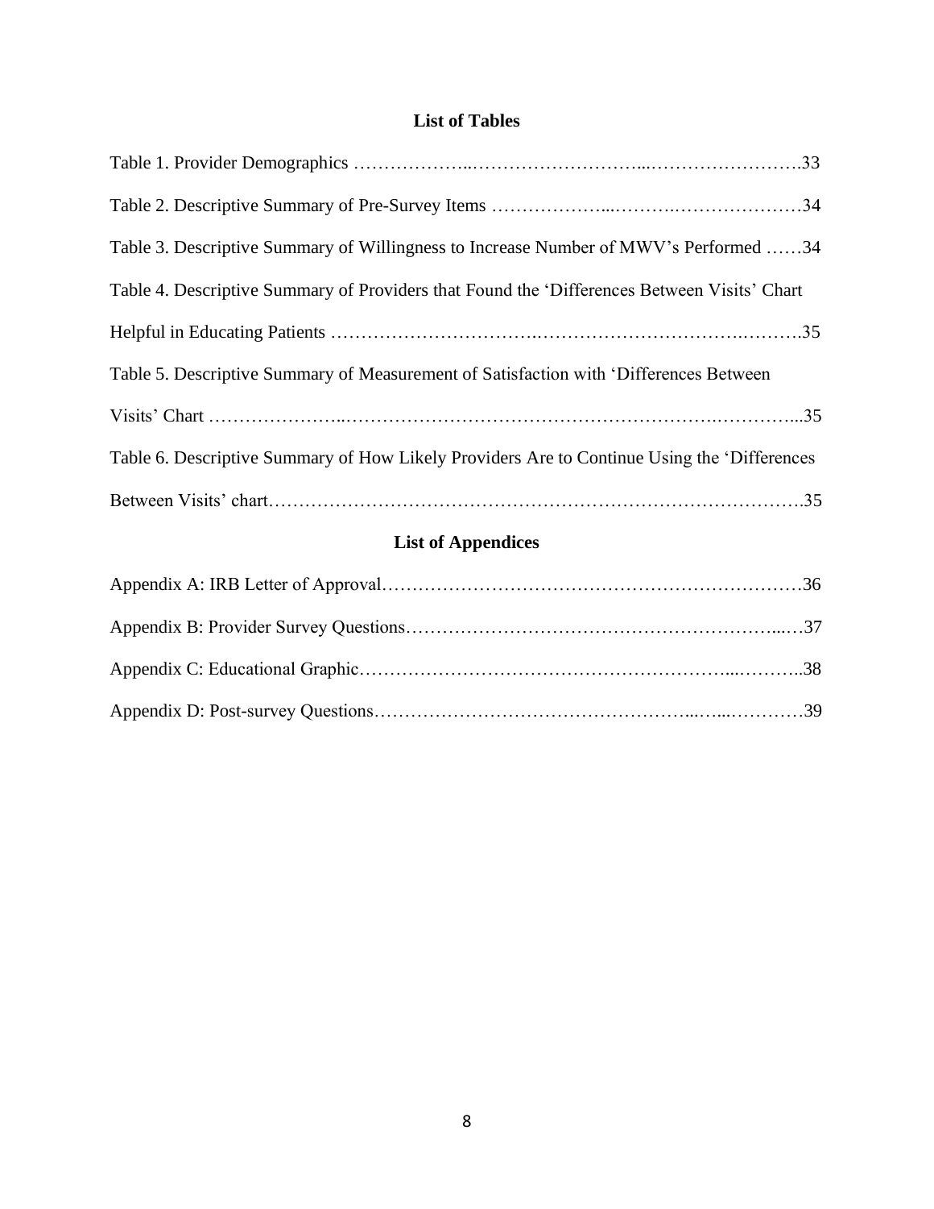## List of Tables

Table 1. Provider Demographics …………………………………………………………….33

Table 2. Descriptive Summary of Pre-Survey Items …………………………………………34

Table 3. Descriptive Summary of Willingness to Increase Number of MWV's Performed ……34

Table 4. Descriptive Summary of Providers that Found the 'Differences Between Visits' Chart Helpful in Educating Patients ………………………………………………………………….35

Table 5. Descriptive Summary of Measurement of Satisfaction with 'Differences Between Visits' Chart ……………………………………………………………………………………...35

Table 6. Descriptive Summary of How Likely Providers Are to Continue Using the 'Differences Between Visits' chart……………………………………………………………………………….35

## List of Appendices

Appendix A: IRB Letter of Approval……………………………………………………………36

Appendix B: Provider Survey Questions…………………………………………………...…37

Appendix C: Educational Graphic……………………………………………………...………..38

Appendix D: Post-survey Questions…………………………………………...…...…………39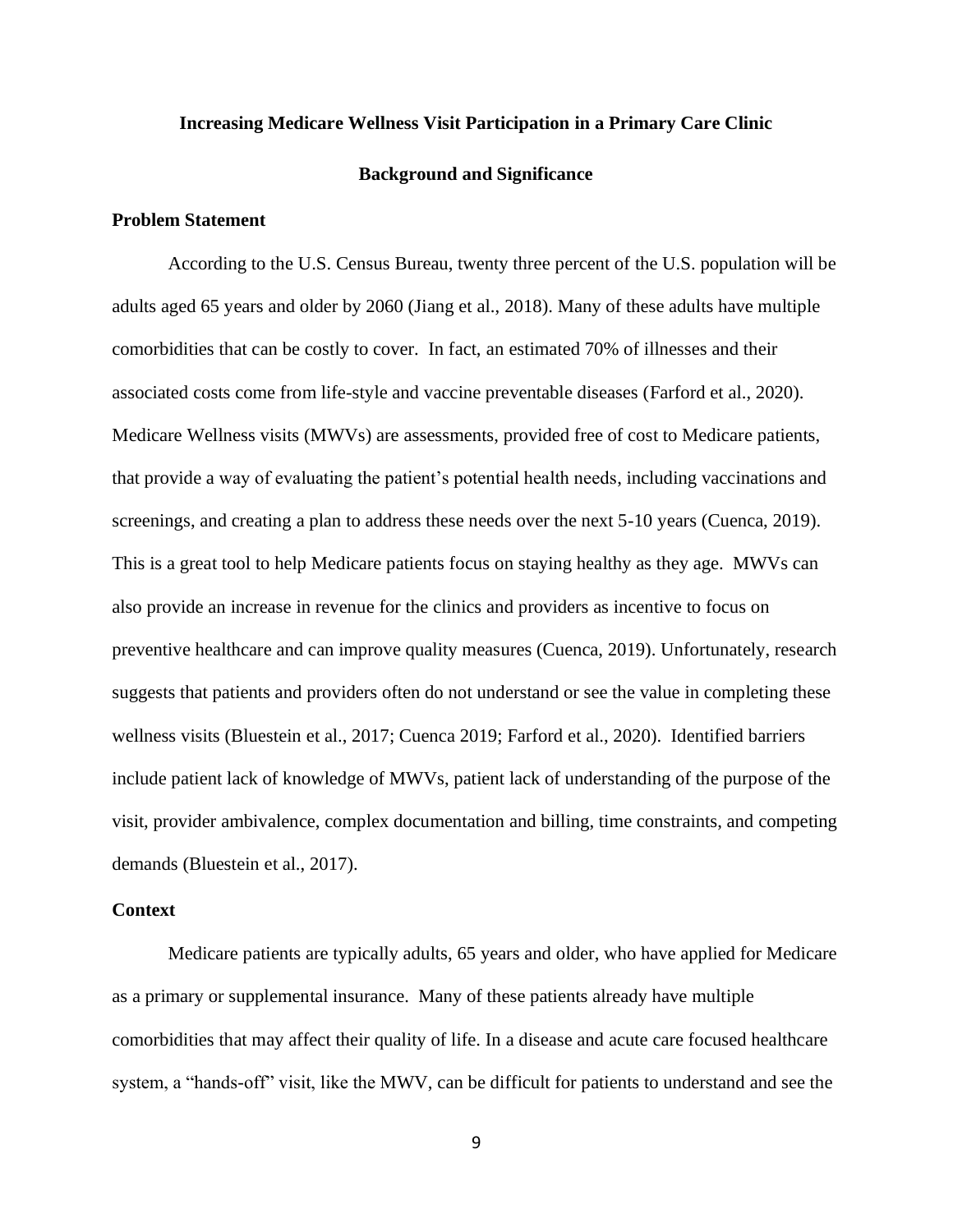# Increasing Medicare Wellness Visit Participation in a Primary Care Clinic

## Background and Significance

### Problem Statement

According to the U.S. Census Bureau, twenty three percent of the U.S. population will be adults aged 65 years and older by 2060 (Jiang et al., 2018). Many of these adults have multiple comorbidities that can be costly to cover. In fact, an estimated 70% of illnesses and their associated costs come from life-style and vaccine preventable diseases (Farford et al., 2020). Medicare Wellness visits (MWVs) are assessments, provided free of cost to Medicare patients, that provide a way of evaluating the patient's potential health needs, including vaccinations and screenings, and creating a plan to address these needs over the next 5-10 years (Cuenca, 2019). This is a great tool to help Medicare patients focus on staying healthy as they age. MWVs can also provide an increase in revenue for the clinics and providers as incentive to focus on preventive healthcare and can improve quality measures (Cuenca, 2019). Unfortunately, research suggests that patients and providers often do not understand or see the value in completing these wellness visits (Bluestein et al., 2017; Cuenca 2019; Farford et al., 2020). Identified barriers include patient lack of knowledge of MWVs, patient lack of understanding of the purpose of the visit, provider ambivalence, complex documentation and billing, time constraints, and competing demands (Bluestein et al., 2017).

### Context

Medicare patients are typically adults, 65 years and older, who have applied for Medicare as a primary or supplemental insurance. Many of these patients already have multiple comorbidities that may affect their quality of life. In a disease and acute care focused healthcare system, a "hands-off" visit, like the MWV, can be difficult for patients to understand and see the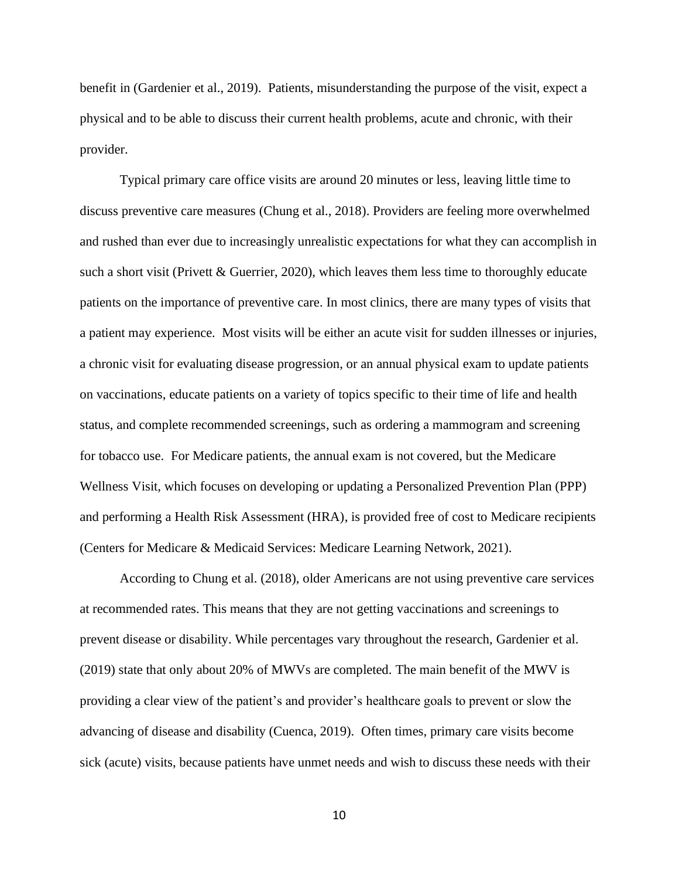benefit in (Gardenier et al., 2019). Patients, misunderstanding the purpose of the visit, expect a physical and to be able to discuss their current health problems, acute and chronic, with their provider.

Typical primary care office visits are around 20 minutes or less, leaving little time to discuss preventive care measures (Chung et al., 2018). Providers are feeling more overwhelmed and rushed than ever due to increasingly unrealistic expectations for what they can accomplish in such a short visit (Privett & Guerrier, 2020), which leaves them less time to thoroughly educate patients on the importance of preventive care. In most clinics, there are many types of visits that a patient may experience. Most visits will be either an acute visit for sudden illnesses or injuries, a chronic visit for evaluating disease progression, or an annual physical exam to update patients on vaccinations, educate patients on a variety of topics specific to their time of life and health status, and complete recommended screenings, such as ordering a mammogram and screening for tobacco use. For Medicare patients, the annual exam is not covered, but the Medicare Wellness Visit, which focuses on developing or updating a Personalized Prevention Plan (PPP) and performing a Health Risk Assessment (HRA), is provided free of cost to Medicare recipients (Centers for Medicare & Medicaid Services: Medicare Learning Network, 2021).

According to Chung et al. (2018), older Americans are not using preventive care services at recommended rates. This means that they are not getting vaccinations and screenings to prevent disease or disability. While percentages vary throughout the research, Gardenier et al. (2019) state that only about 20% of MWVs are completed. The main benefit of the MWV is providing a clear view of the patient's and provider's healthcare goals to prevent or slow the advancing of disease and disability (Cuenca, 2019). Often times, primary care visits become sick (acute) visits, because patients have unmet needs and wish to discuss these needs with their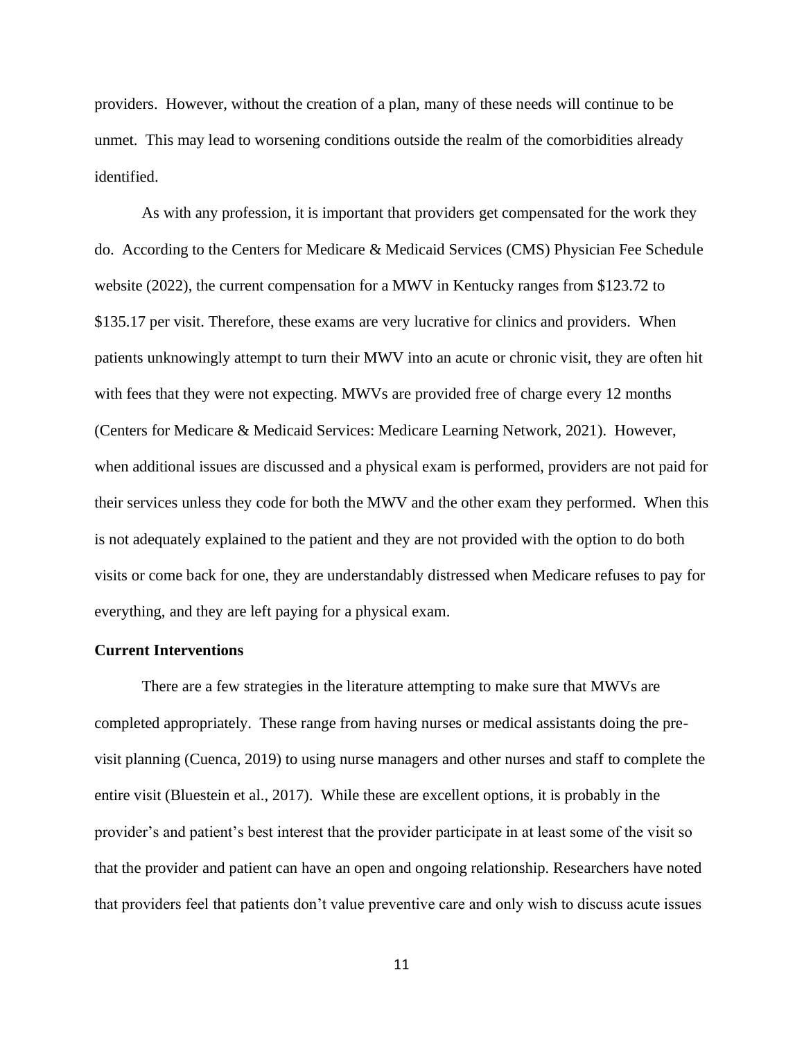providers. However, without the creation of a plan, many of these needs will continue to be unmet. This may lead to worsening conditions outside the realm of the comorbidities already identified.

As with any profession, it is important that providers get compensated for the work they do. According to the Centers for Medicare & Medicaid Services (CMS) Physician Fee Schedule website (2022), the current compensation for a MWV in Kentucky ranges from $123.72 to $135.17 per visit. Therefore, these exams are very lucrative for clinics and providers. When patients unknowingly attempt to turn their MWV into an acute or chronic visit, they are often hit with fees that they were not expecting. MWVs are provided free of charge every 12 months (Centers for Medicare & Medicaid Services: Medicare Learning Network, 2021). However, when additional issues are discussed and a physical exam is performed, providers are not paid for their services unless they code for both the MWV and the other exam they performed. When this is not adequately explained to the patient and they are not provided with the option to do both visits or come back for one, they are understandably distressed when Medicare refuses to pay for everything, and they are left paying for a physical exam.

**Current Interventions**

There are a few strategies in the literature attempting to make sure that MWVs are completed appropriately. These range from having nurses or medical assistants doing the pre-visit planning (Cuenca, 2019) to using nurse managers and other nurses and staff to complete the entire visit (Bluestein et al., 2017). While these are excellent options, it is probably in the provider's and patient's best interest that the provider participate in at least some of the visit so that the provider and patient can have an open and ongoing relationship. Researchers have noted that providers feel that patients don't value preventive care and only wish to discuss acute issues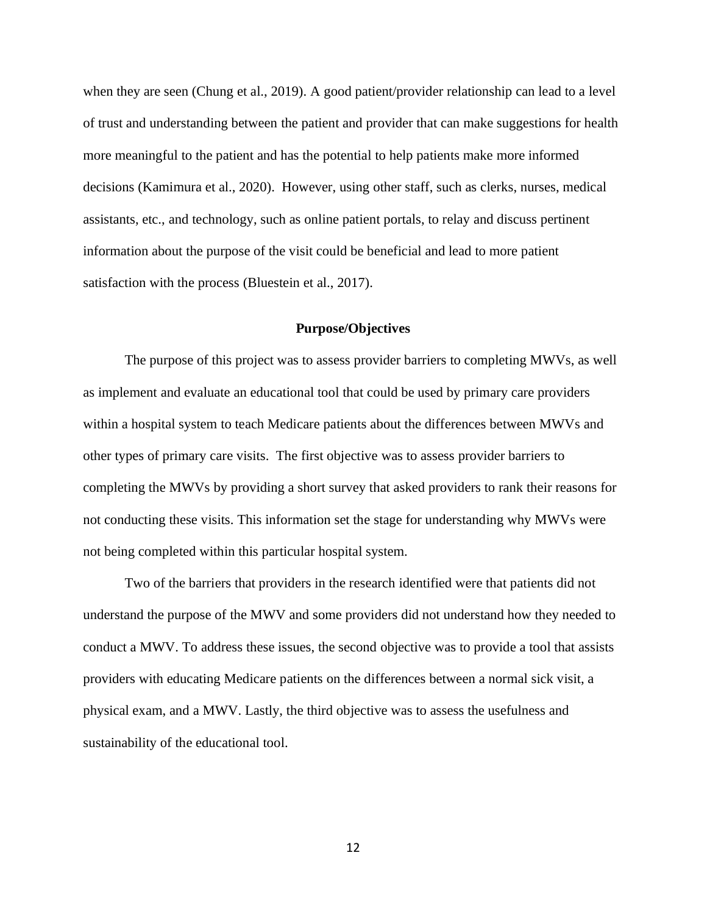when they are seen (Chung et al., 2019). A good patient/provider relationship can lead to a level of trust and understanding between the patient and provider that can make suggestions for health more meaningful to the patient and has the potential to help patients make more informed decisions (Kamimura et al., 2020). However, using other staff, such as clerks, nurses, medical assistants, etc., and technology, such as online patient portals, to relay and discuss pertinent information about the purpose of the visit could be beneficial and lead to more patient satisfaction with the process (Bluestein et al., 2017).

## Purpose/Objectives

The purpose of this project was to assess provider barriers to completing MWVs, as well as implement and evaluate an educational tool that could be used by primary care providers within a hospital system to teach Medicare patients about the differences between MWVs and other types of primary care visits. The first objective was to assess provider barriers to completing the MWVs by providing a short survey that asked providers to rank their reasons for not conducting these visits. This information set the stage for understanding why MWVs were not being completed within this particular hospital system.

Two of the barriers that providers in the research identified were that patients did not understand the purpose of the MWV and some providers did not understand how they needed to conduct a MWV. To address these issues, the second objective was to provide a tool that assists providers with educating Medicare patients on the differences between a normal sick visit, a physical exam, and a MWV. Lastly, the third objective was to assess the usefulness and sustainability of the educational tool.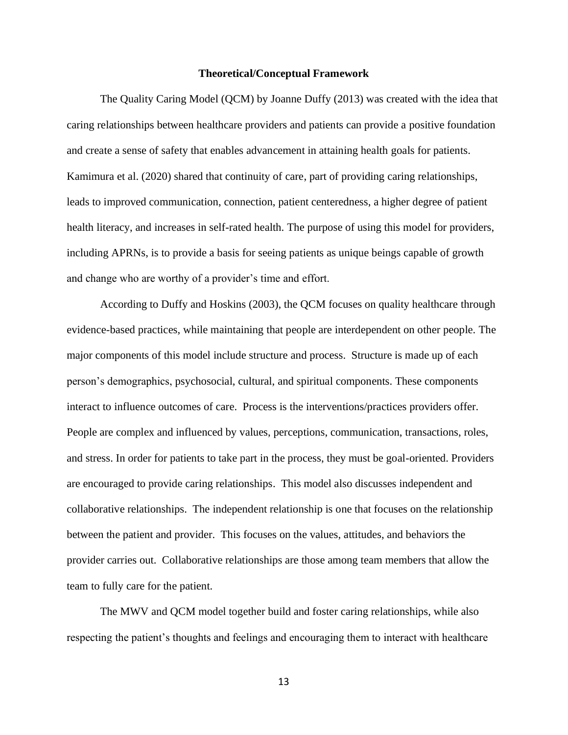## Theoretical/Conceptual Framework

The Quality Caring Model (QCM) by Joanne Duffy (2013) was created with the idea that caring relationships between healthcare providers and patients can provide a positive foundation and create a sense of safety that enables advancement in attaining health goals for patients. Kamimura et al. (2020) shared that continuity of care, part of providing caring relationships, leads to improved communication, connection, patient centeredness, a higher degree of patient health literacy, and increases in self-rated health. The purpose of using this model for providers, including APRNs, is to provide a basis for seeing patients as unique beings capable of growth and change who are worthy of a provider's time and effort.

According to Duffy and Hoskins (2003), the QCM focuses on quality healthcare through evidence-based practices, while maintaining that people are interdependent on other people. The major components of this model include structure and process. Structure is made up of each person's demographics, psychosocial, cultural, and spiritual components. These components interact to influence outcomes of care. Process is the interventions/practices providers offer. People are complex and influenced by values, perceptions, communication, transactions, roles, and stress. In order for patients to take part in the process, they must be goal-oriented. Providers are encouraged to provide caring relationships. This model also discusses independent and collaborative relationships. The independent relationship is one that focuses on the relationship between the patient and provider. This focuses on the values, attitudes, and behaviors the provider carries out. Collaborative relationships are those among team members that allow the team to fully care for the patient.

The MWV and QCM model together build and foster caring relationships, while also respecting the patient's thoughts and feelings and encouraging them to interact with healthcare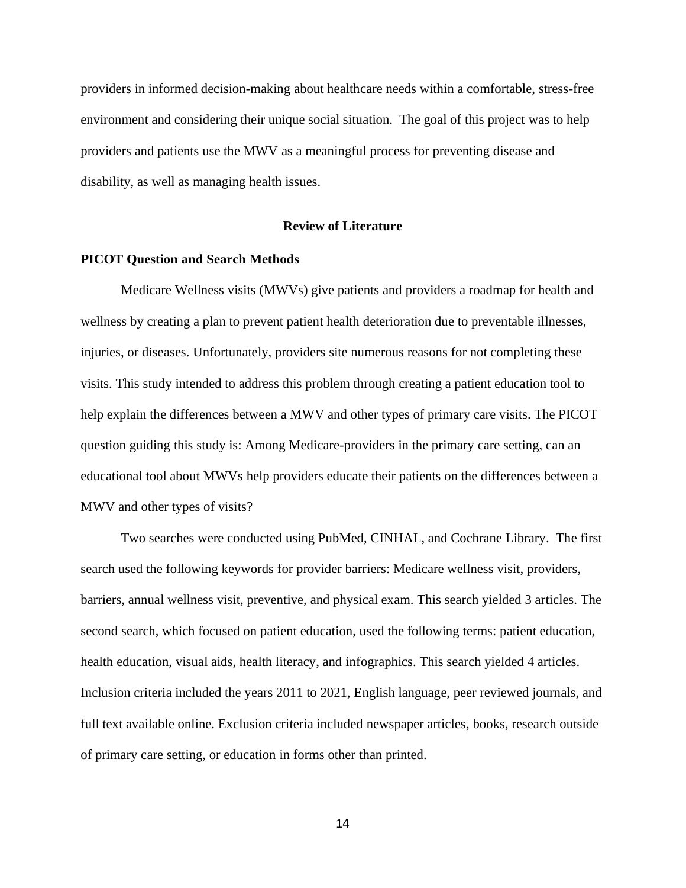providers in informed decision-making about healthcare needs within a comfortable, stress-free environment and considering their unique social situation. The goal of this project was to help providers and patients use the MWV as a meaningful process for preventing disease and disability, as well as managing health issues.

## Review of Literature

### PICOT Question and Search Methods

Medicare Wellness visits (MWVs) give patients and providers a roadmap for health and wellness by creating a plan to prevent patient health deterioration due to preventable illnesses, injuries, or diseases. Unfortunately, providers site numerous reasons for not completing these visits. This study intended to address this problem through creating a patient education tool to help explain the differences between a MWV and other types of primary care visits. The PICOT question guiding this study is: Among Medicare-providers in the primary care setting, can an educational tool about MWVs help providers educate their patients on the differences between a MWV and other types of visits?

Two searches were conducted using PubMed, CINHAL, and Cochrane Library. The first search used the following keywords for provider barriers: Medicare wellness visit, providers, barriers, annual wellness visit, preventive, and physical exam. This search yielded 3 articles. The second search, which focused on patient education, used the following terms: patient education, health education, visual aids, health literacy, and infographics. This search yielded 4 articles. Inclusion criteria included the years 2011 to 2021, English language, peer reviewed journals, and full text available online. Exclusion criteria included newspaper articles, books, research outside of primary care setting, or education in forms other than printed.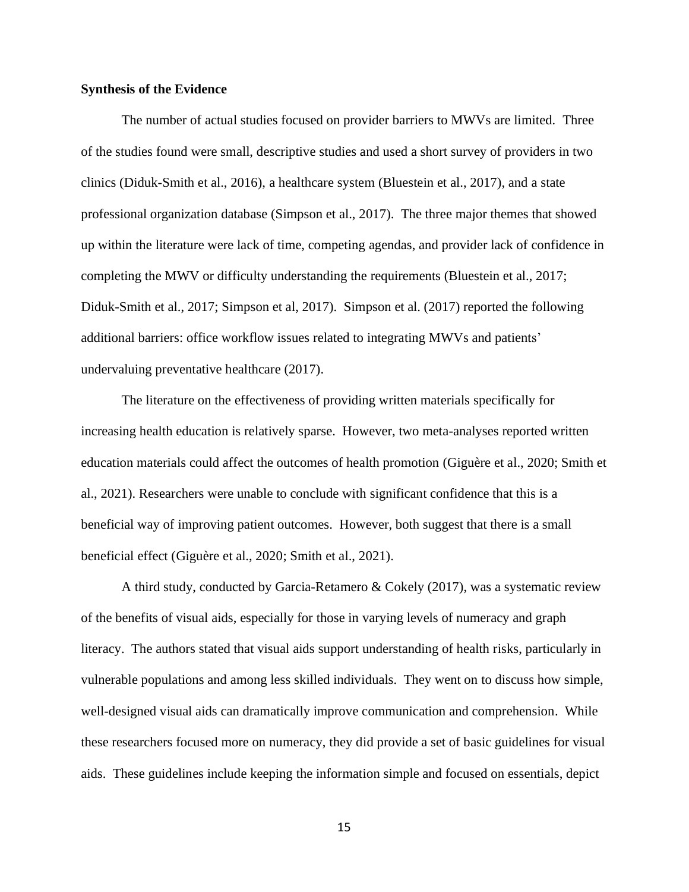**Synthesis of the Evidence**

The number of actual studies focused on provider barriers to MWVs are limited. Three of the studies found were small, descriptive studies and used a short survey of providers in two clinics (Diduk-Smith et al., 2016), a healthcare system (Bluestein et al., 2017), and a state professional organization database (Simpson et al., 2017). The three major themes that showed up within the literature were lack of time, competing agendas, and provider lack of confidence in completing the MWV or difficulty understanding the requirements (Bluestein et al., 2017; Diduk-Smith et al., 2017; Simpson et al, 2017). Simpson et al. (2017) reported the following additional barriers: office workflow issues related to integrating MWVs and patients' undervaluing preventative healthcare (2017).

The literature on the effectiveness of providing written materials specifically for increasing health education is relatively sparse. However, two meta-analyses reported written education materials could affect the outcomes of health promotion (Giguère et al., 2020; Smith et al., 2021). Researchers were unable to conclude with significant confidence that this is a beneficial way of improving patient outcomes. However, both suggest that there is a small beneficial effect (Giguère et al., 2020; Smith et al., 2021).

A third study, conducted by Garcia-Retamero & Cokely (2017), was a systematic review of the benefits of visual aids, especially for those in varying levels of numeracy and graph literacy. The authors stated that visual aids support understanding of health risks, particularly in vulnerable populations and among less skilled individuals. They went on to discuss how simple, well-designed visual aids can dramatically improve communication and comprehension. While these researchers focused more on numeracy, they did provide a set of basic guidelines for visual aids. These guidelines include keeping the information simple and focused on essentials, depict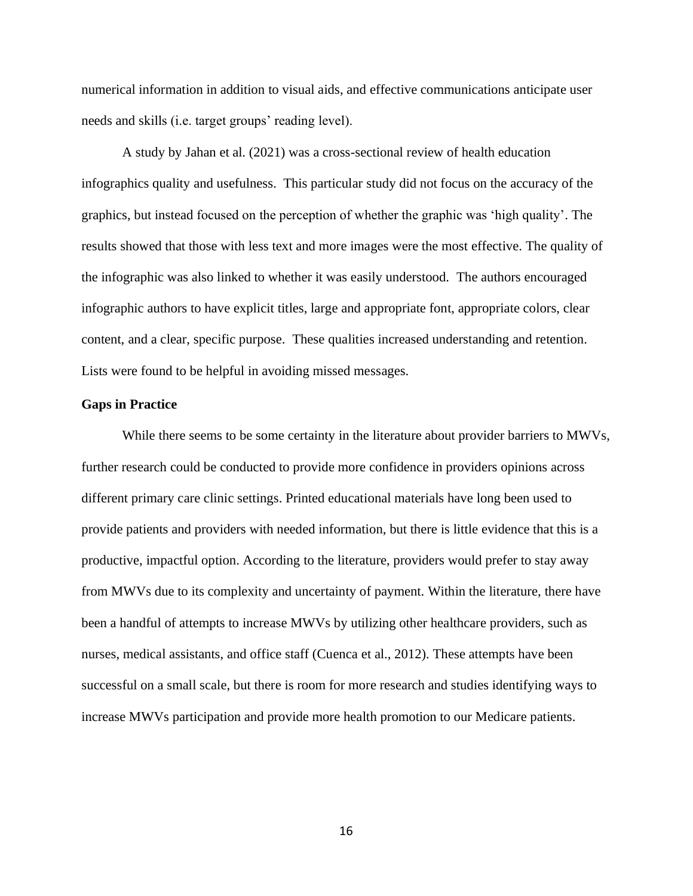numerical information in addition to visual aids, and effective communications anticipate user needs and skills (i.e. target groups' reading level).

A study by Jahan et al. (2021) was a cross-sectional review of health education infographics quality and usefulness. This particular study did not focus on the accuracy of the graphics, but instead focused on the perception of whether the graphic was 'high quality'. The results showed that those with less text and more images were the most effective. The quality of the infographic was also linked to whether it was easily understood. The authors encouraged infographic authors to have explicit titles, large and appropriate font, appropriate colors, clear content, and a clear, specific purpose. These qualities increased understanding and retention. Lists were found to be helpful in avoiding missed messages.

**Gaps in Practice**

While there seems to be some certainty in the literature about provider barriers to MWVs, further research could be conducted to provide more confidence in providers opinions across different primary care clinic settings. Printed educational materials have long been used to provide patients and providers with needed information, but there is little evidence that this is a productive, impactful option. According to the literature, providers would prefer to stay away from MWVs due to its complexity and uncertainty of payment. Within the literature, there have been a handful of attempts to increase MWVs by utilizing other healthcare providers, such as nurses, medical assistants, and office staff (Cuenca et al., 2012). These attempts have been successful on a small scale, but there is room for more research and studies identifying ways to increase MWVs participation and provide more health promotion to our Medicare patients.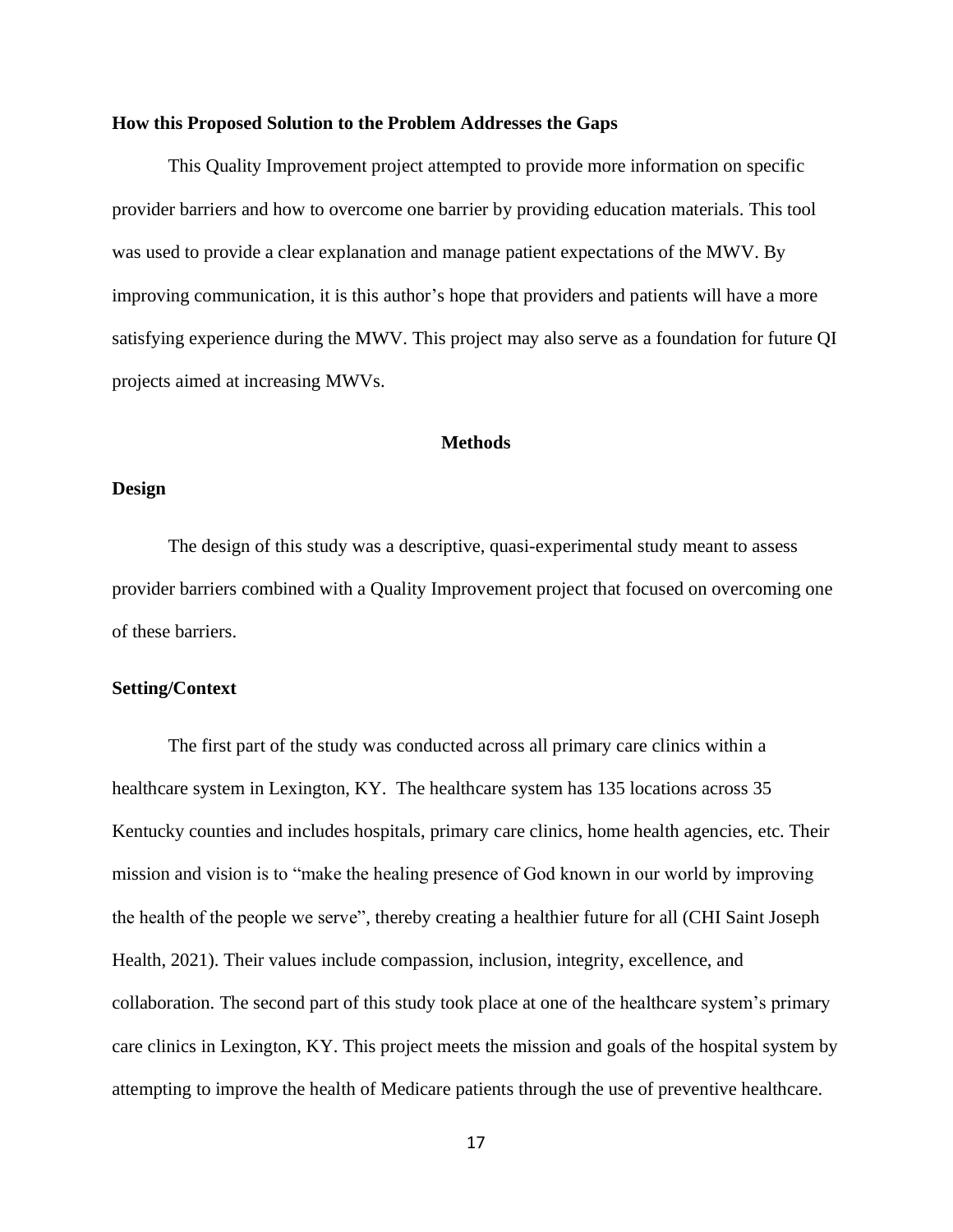### How this Proposed Solution to the Problem Addresses the Gaps

This Quality Improvement project attempted to provide more information on specific provider barriers and how to overcome one barrier by providing education materials. This tool was used to provide a clear explanation and manage patient expectations of the MWV. By improving communication, it is this author's hope that providers and patients will have a more satisfying experience during the MWV. This project may also serve as a foundation for future QI projects aimed at increasing MWVs.

## Methods

### Design

The design of this study was a descriptive, quasi-experimental study meant to assess provider barriers combined with a Quality Improvement project that focused on overcoming one of these barriers.

### Setting/Context

The first part of the study was conducted across all primary care clinics within a healthcare system in Lexington, KY. The healthcare system has 135 locations across 35 Kentucky counties and includes hospitals, primary care clinics, home health agencies, etc. Their mission and vision is to "make the healing presence of God known in our world by improving the health of the people we serve", thereby creating a healthier future for all (CHI Saint Joseph Health, 2021). Their values include compassion, inclusion, integrity, excellence, and collaboration. The second part of this study took place at one of the healthcare system's primary care clinics in Lexington, KY. This project meets the mission and goals of the hospital system by attempting to improve the health of Medicare patients through the use of preventive healthcare.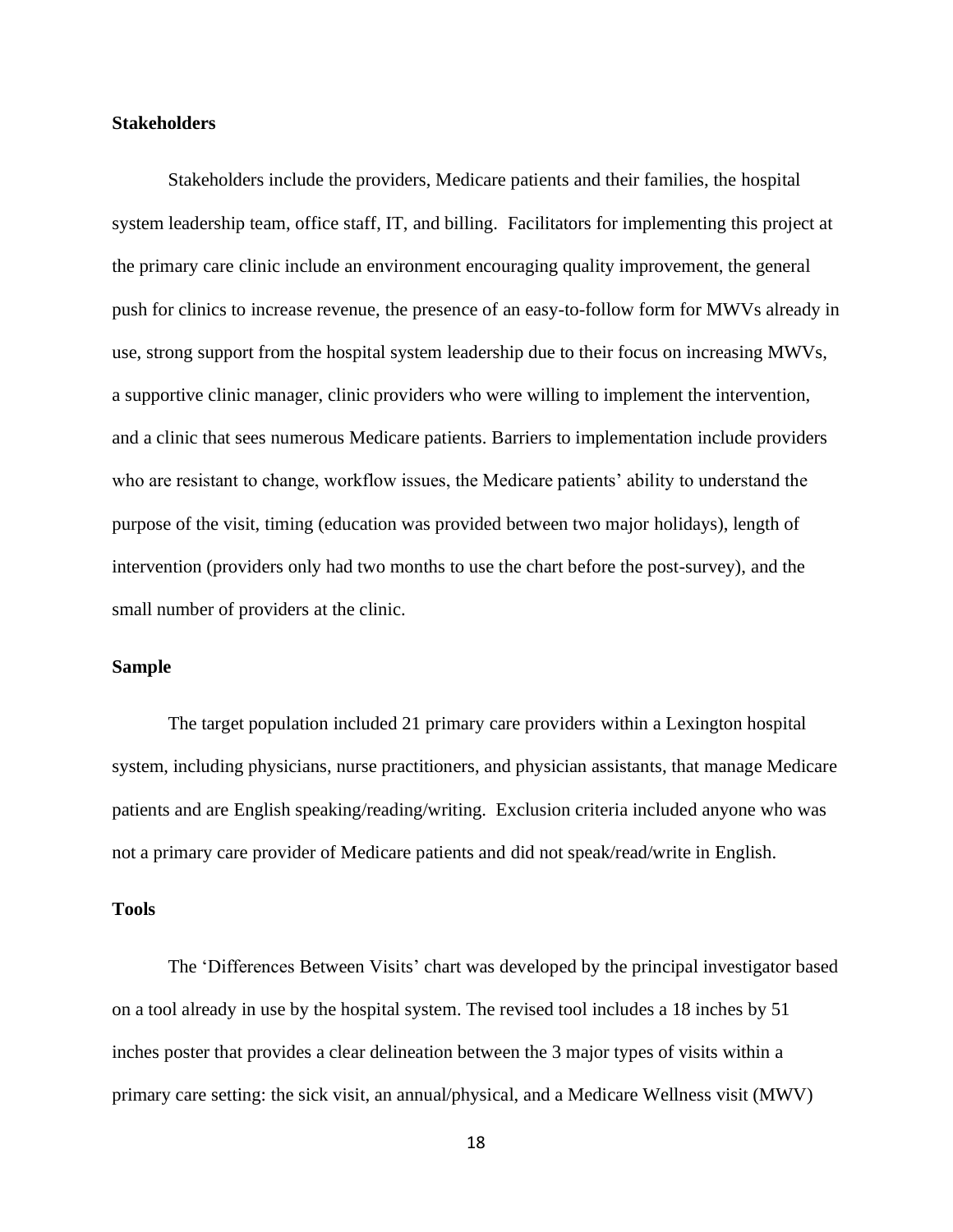### Stakeholders

Stakeholders include the providers, Medicare patients and their families, the hospital system leadership team, office staff, IT, and billing.  Facilitators for implementing this project at the primary care clinic include an environment encouraging quality improvement, the general push for clinics to increase revenue, the presence of an easy-to-follow form for MWVs already in use, strong support from the hospital system leadership due to their focus on increasing MWVs, a supportive clinic manager, clinic providers who were willing to implement the intervention, and a clinic that sees numerous Medicare patients. Barriers to implementation include providers who are resistant to change, workflow issues, the Medicare patients' ability to understand the purpose of the visit, timing (education was provided between two major holidays), length of intervention (providers only had two months to use the chart before the post-survey), and the small number of providers at the clinic.

### Sample

The target population included 21 primary care providers within a Lexington hospital system, including physicians, nurse practitioners, and physician assistants, that manage Medicare patients and are English speaking/reading/writing.  Exclusion criteria included anyone who was not a primary care provider of Medicare patients and did not speak/read/write in English.

### Tools

The 'Differences Between Visits' chart was developed by the principal investigator based on a tool already in use by the hospital system. The revised tool includes a 18 inches by 51 inches poster that provides a clear delineation between the 3 major types of visits within a primary care setting: the sick visit, an annual/physical, and a Medicare Wellness visit (MWV)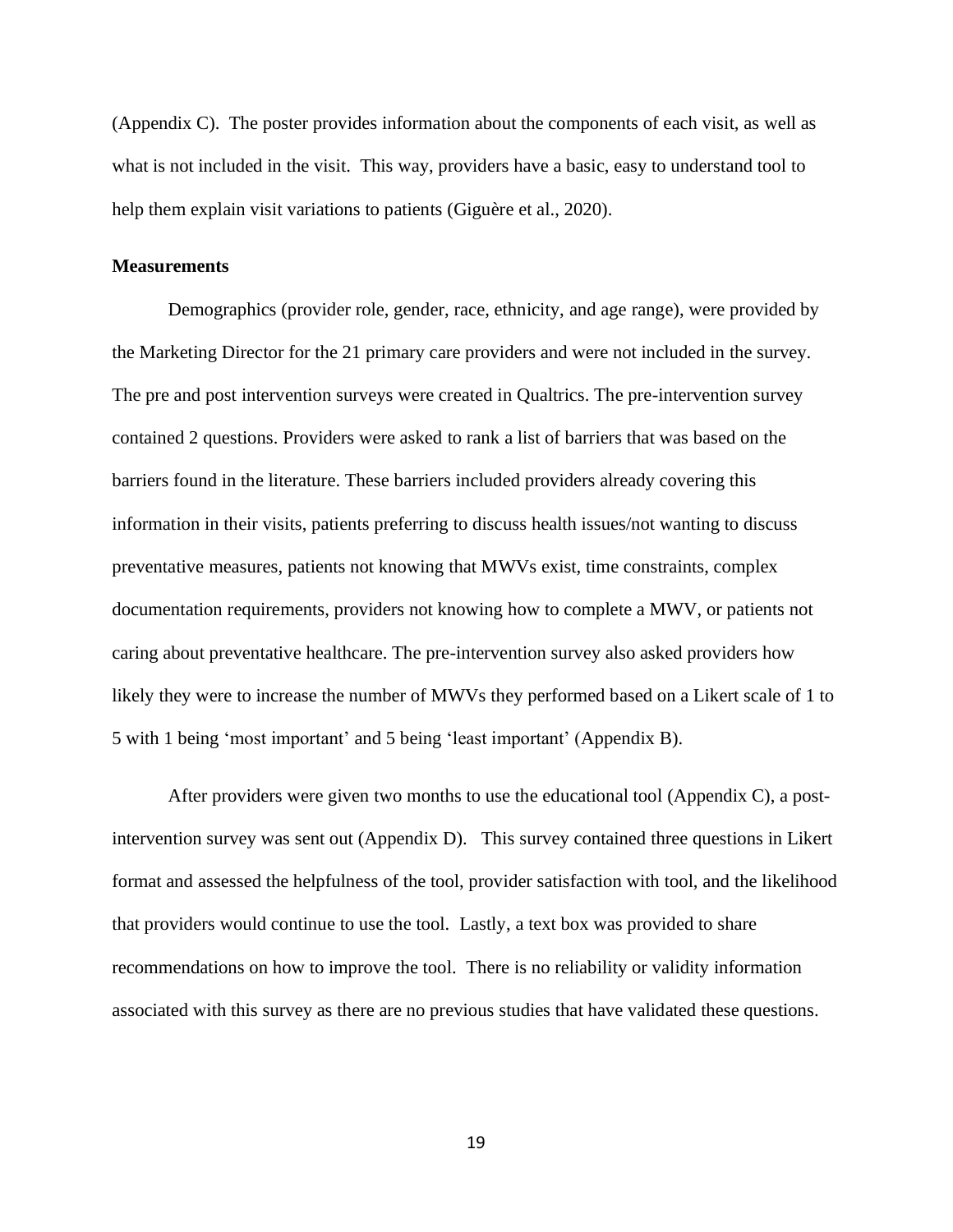(Appendix C). The poster provides information about the components of each visit, as well as what is not included in the visit. This way, providers have a basic, easy to understand tool to help them explain visit variations to patients (Giguère et al., 2020).

**Measurements**

Demographics (provider role, gender, race, ethnicity, and age range), were provided by the Marketing Director for the 21 primary care providers and were not included in the survey. The pre and post intervention surveys were created in Qualtrics. The pre-intervention survey contained 2 questions. Providers were asked to rank a list of barriers that was based on the barriers found in the literature. These barriers included providers already covering this information in their visits, patients preferring to discuss health issues/not wanting to discuss preventative measures, patients not knowing that MWVs exist, time constraints, complex documentation requirements, providers not knowing how to complete a MWV, or patients not caring about preventative healthcare. The pre-intervention survey also asked providers how likely they were to increase the number of MWVs they performed based on a Likert scale of 1 to 5 with 1 being 'most important' and 5 being 'least important' (Appendix B).

After providers were given two months to use the educational tool (Appendix C), a post-intervention survey was sent out (Appendix D). This survey contained three questions in Likert format and assessed the helpfulness of the tool, provider satisfaction with tool, and the likelihood that providers would continue to use the tool. Lastly, a text box was provided to share recommendations on how to improve the tool. There is no reliability or validity information associated with this survey as there are no previous studies that have validated these questions.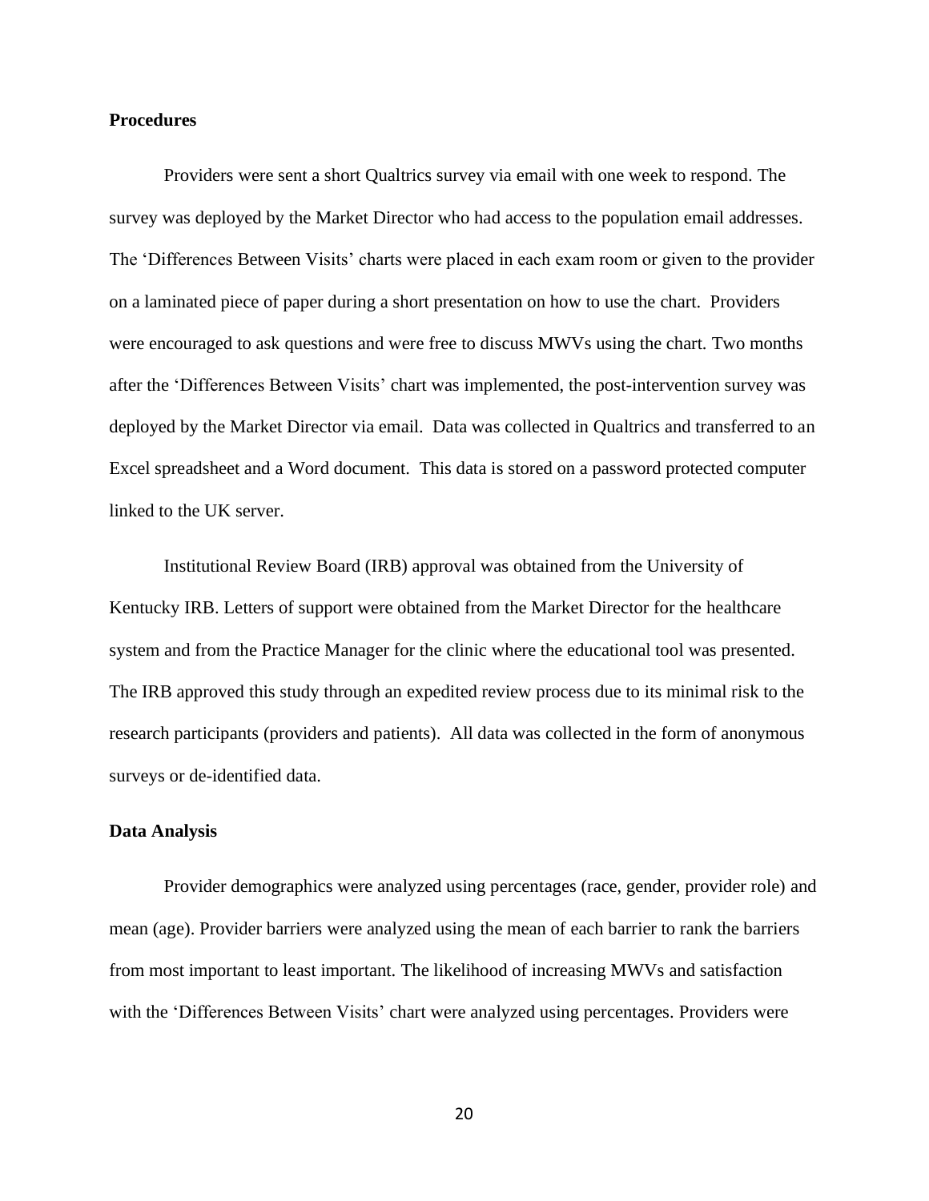## Procedures

Providers were sent a short Qualtrics survey via email with one week to respond. The survey was deployed by the Market Director who had access to the population email addresses. The 'Differences Between Visits' charts were placed in each exam room or given to the provider on a laminated piece of paper during a short presentation on how to use the chart. Providers were encouraged to ask questions and were free to discuss MWVs using the chart. Two months after the 'Differences Between Visits' chart was implemented, the post-intervention survey was deployed by the Market Director via email. Data was collected in Qualtrics and transferred to an Excel spreadsheet and a Word document. This data is stored on a password protected computer linked to the UK server.

Institutional Review Board (IRB) approval was obtained from the University of Kentucky IRB. Letters of support were obtained from the Market Director for the healthcare system and from the Practice Manager for the clinic where the educational tool was presented. The IRB approved this study through an expedited review process due to its minimal risk to the research participants (providers and patients). All data was collected in the form of anonymous surveys or de-identified data.

## Data Analysis

Provider demographics were analyzed using percentages (race, gender, provider role) and mean (age). Provider barriers were analyzed using the mean of each barrier to rank the barriers from most important to least important. The likelihood of increasing MWVs and satisfaction with the 'Differences Between Visits' chart were analyzed using percentages. Providers were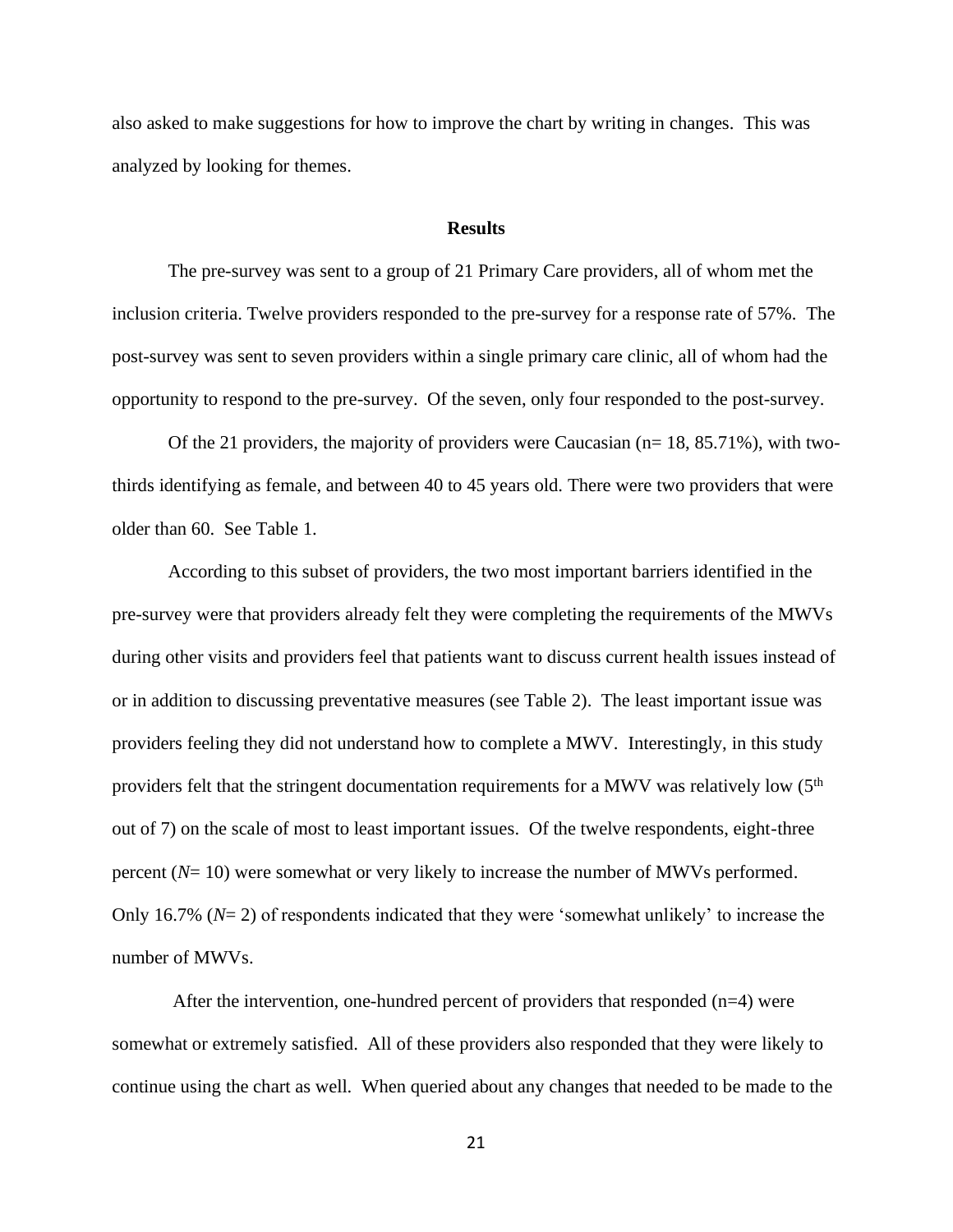also asked to make suggestions for how to improve the chart by writing in changes. This was analyzed by looking for themes.

## Results

The pre-survey was sent to a group of 21 Primary Care providers, all of whom met the inclusion criteria. Twelve providers responded to the pre-survey for a response rate of 57%. The post-survey was sent to seven providers within a single primary care clinic, all of whom had the opportunity to respond to the pre-survey. Of the seven, only four responded to the post-survey.

Of the 21 providers, the majority of providers were Caucasian (n= 18, 85.71%), with two-thirds identifying as female, and between 40 to 45 years old. There were two providers that were older than 60. See Table 1.

According to this subset of providers, the two most important barriers identified in the pre-survey were that providers already felt they were completing the requirements of the MWVs during other visits and providers feel that patients want to discuss current health issues instead of or in addition to discussing preventative measures (see Table 2). The least important issue was providers feeling they did not understand how to complete a MWV. Interestingly, in this study providers felt that the stringent documentation requirements for a MWV was relatively low (5th out of 7) on the scale of most to least important issues. Of the twelve respondents, eight-three percent (*N*= 10) were somewhat or very likely to increase the number of MWVs performed. Only 16.7% (*N*= 2) of respondents indicated that they were 'somewhat unlikely' to increase the number of MWVs.

After the intervention, one-hundred percent of providers that responded (n=4) were somewhat or extremely satisfied. All of these providers also responded that they were likely to continue using the chart as well. When queried about any changes that needed to be made to the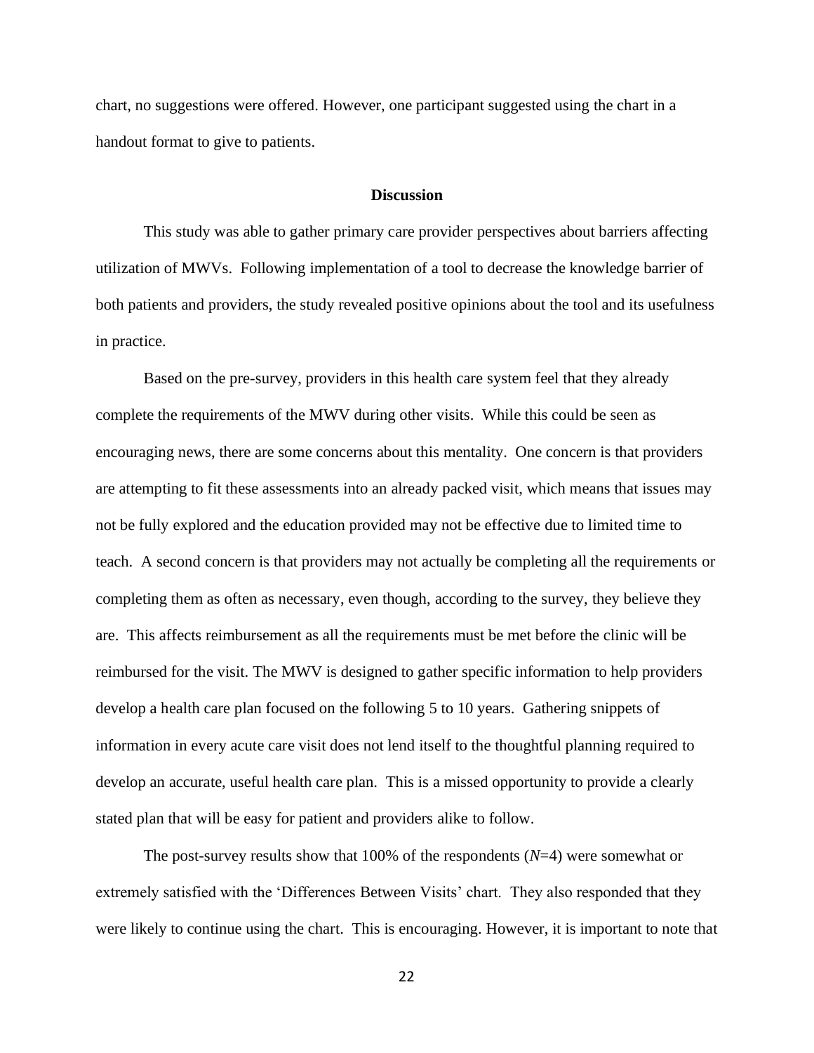chart, no suggestions were offered. However, one participant suggested using the chart in a handout format to give to patients.

## Discussion

This study was able to gather primary care provider perspectives about barriers affecting utilization of MWVs. Following implementation of a tool to decrease the knowledge barrier of both patients and providers, the study revealed positive opinions about the tool and its usefulness in practice.

Based on the pre-survey, providers in this health care system feel that they already complete the requirements of the MWV during other visits. While this could be seen as encouraging news, there are some concerns about this mentality. One concern is that providers are attempting to fit these assessments into an already packed visit, which means that issues may not be fully explored and the education provided may not be effective due to limited time to teach. A second concern is that providers may not actually be completing all the requirements or completing them as often as necessary, even though, according to the survey, they believe they are. This affects reimbursement as all the requirements must be met before the clinic will be reimbursed for the visit. The MWV is designed to gather specific information to help providers develop a health care plan focused on the following 5 to 10 years. Gathering snippets of information in every acute care visit does not lend itself to the thoughtful planning required to develop an accurate, useful health care plan. This is a missed opportunity to provide a clearly stated plan that will be easy for patient and providers alike to follow.

The post-survey results show that 100% of the respondents (*N*=4) were somewhat or extremely satisfied with the 'Differences Between Visits' chart. They also responded that they were likely to continue using the chart. This is encouraging. However, it is important to note that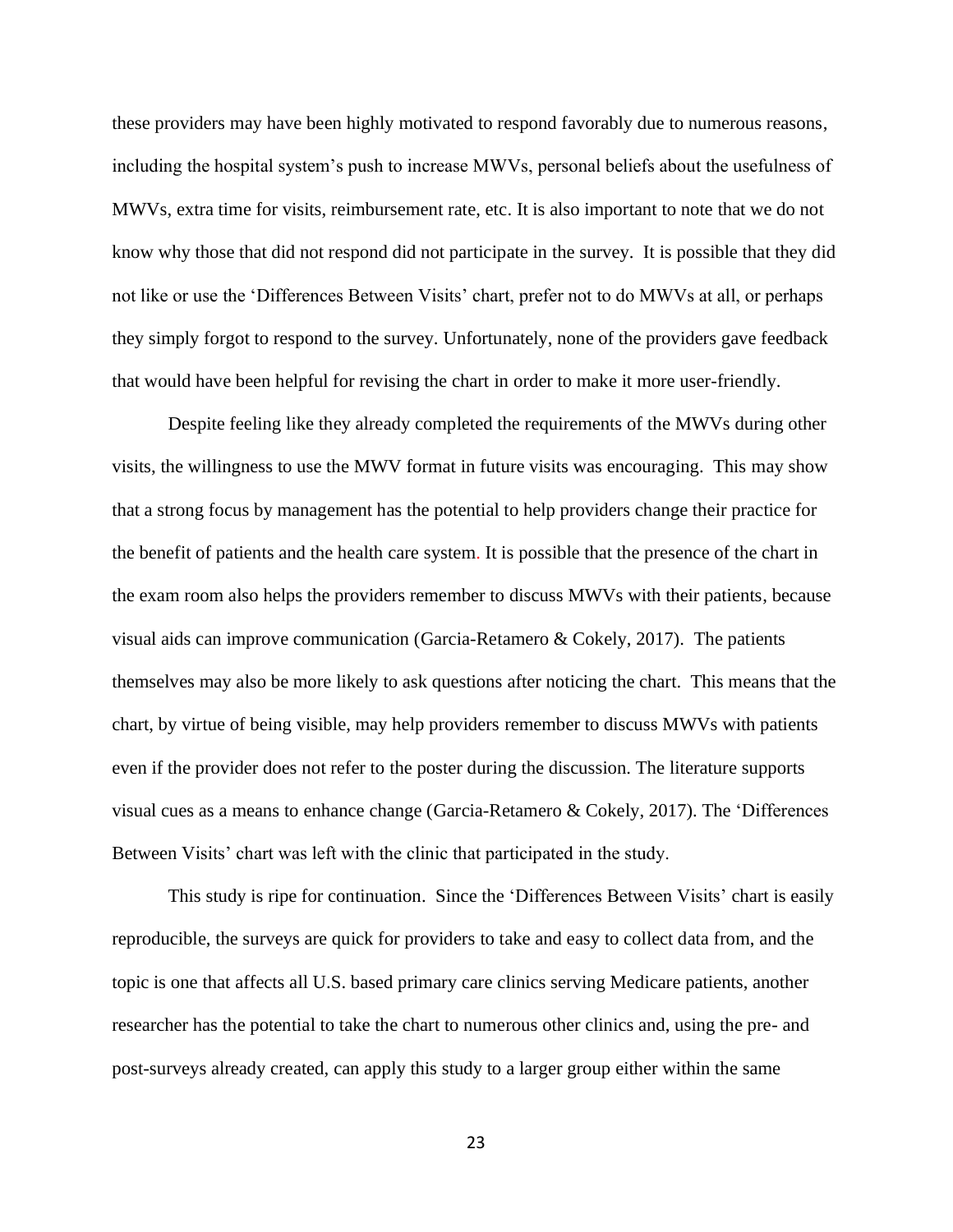these providers may have been highly motivated to respond favorably due to numerous reasons, including the hospital system's push to increase MWVs, personal beliefs about the usefulness of MWVs, extra time for visits, reimbursement rate, etc. It is also important to note that we do not know why those that did not respond did not participate in the survey. It is possible that they did not like or use the 'Differences Between Visits' chart, prefer not to do MWVs at all, or perhaps they simply forgot to respond to the survey. Unfortunately, none of the providers gave feedback that would have been helpful for revising the chart in order to make it more user-friendly.

Despite feeling like they already completed the requirements of the MWVs during other visits, the willingness to use the MWV format in future visits was encouraging. This may show that a strong focus by management has the potential to help providers change their practice for the benefit of patients and the health care system. It is possible that the presence of the chart in the exam room also helps the providers remember to discuss MWVs with their patients, because visual aids can improve communication (Garcia-Retamero & Cokely, 2017). The patients themselves may also be more likely to ask questions after noticing the chart. This means that the chart, by virtue of being visible, may help providers remember to discuss MWVs with patients even if the provider does not refer to the poster during the discussion. The literature supports visual cues as a means to enhance change (Garcia-Retamero & Cokely, 2017). The 'Differences Between Visits' chart was left with the clinic that participated in the study.

This study is ripe for continuation. Since the 'Differences Between Visits' chart is easily reproducible, the surveys are quick for providers to take and easy to collect data from, and the topic is one that affects all U.S. based primary care clinics serving Medicare patients, another researcher has the potential to take the chart to numerous other clinics and, using the pre- and post-surveys already created, can apply this study to a larger group either within the same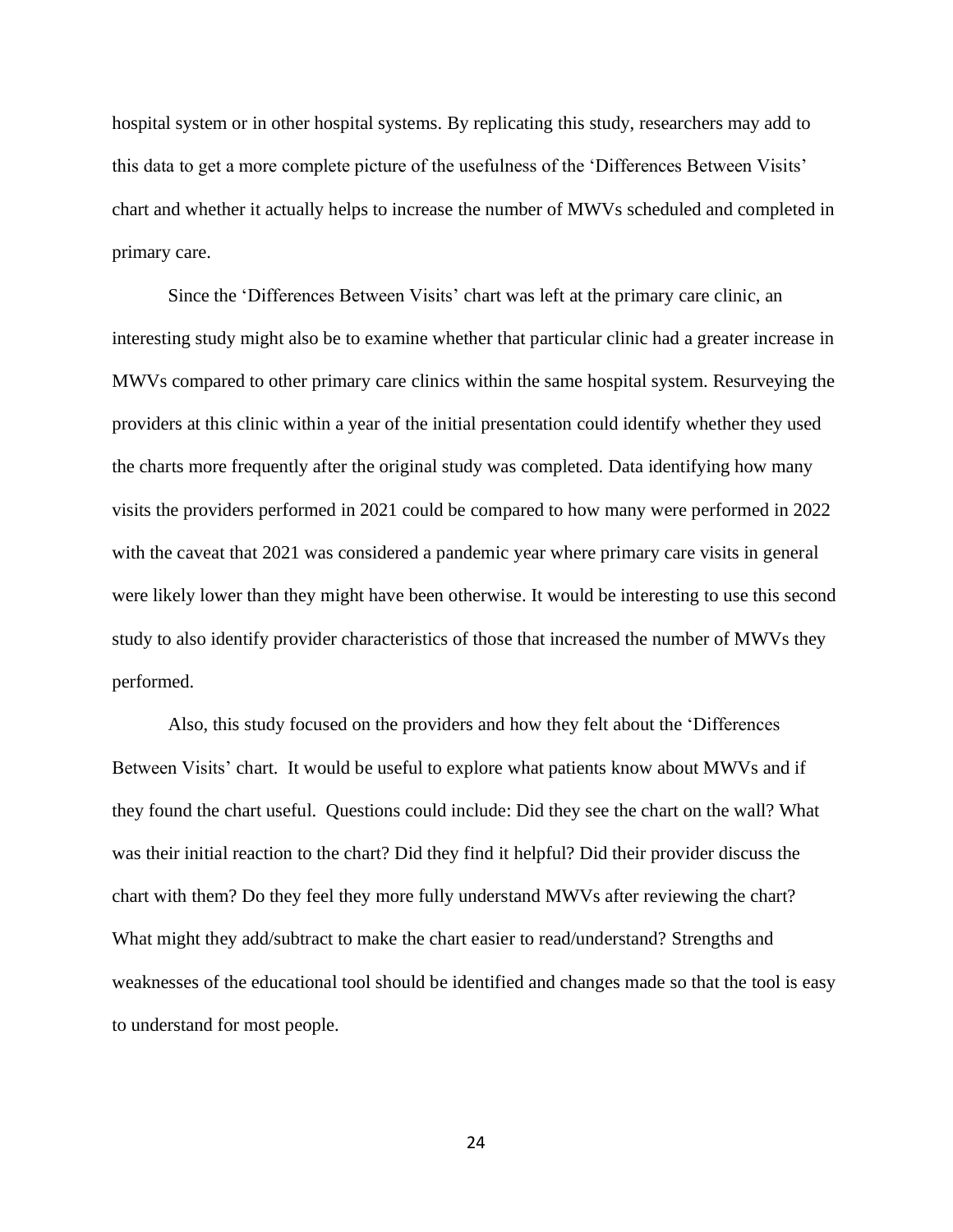hospital system or in other hospital systems. By replicating this study, researchers may add to this data to get a more complete picture of the usefulness of the 'Differences Between Visits' chart and whether it actually helps to increase the number of MWVs scheduled and completed in primary care.

Since the 'Differences Between Visits' chart was left at the primary care clinic, an interesting study might also be to examine whether that particular clinic had a greater increase in MWVs compared to other primary care clinics within the same hospital system. Resurveying the providers at this clinic within a year of the initial presentation could identify whether they used the charts more frequently after the original study was completed. Data identifying how many visits the providers performed in 2021 could be compared to how many were performed in 2022 with the caveat that 2021 was considered a pandemic year where primary care visits in general were likely lower than they might have been otherwise. It would be interesting to use this second study to also identify provider characteristics of those that increased the number of MWVs they performed.

Also, this study focused on the providers and how they felt about the 'Differences Between Visits' chart. It would be useful to explore what patients know about MWVs and if they found the chart useful. Questions could include: Did they see the chart on the wall? What was their initial reaction to the chart? Did they find it helpful? Did their provider discuss the chart with them? Do they feel they more fully understand MWVs after reviewing the chart? What might they add/subtract to make the chart easier to read/understand? Strengths and weaknesses of the educational tool should be identified and changes made so that the tool is easy to understand for most people.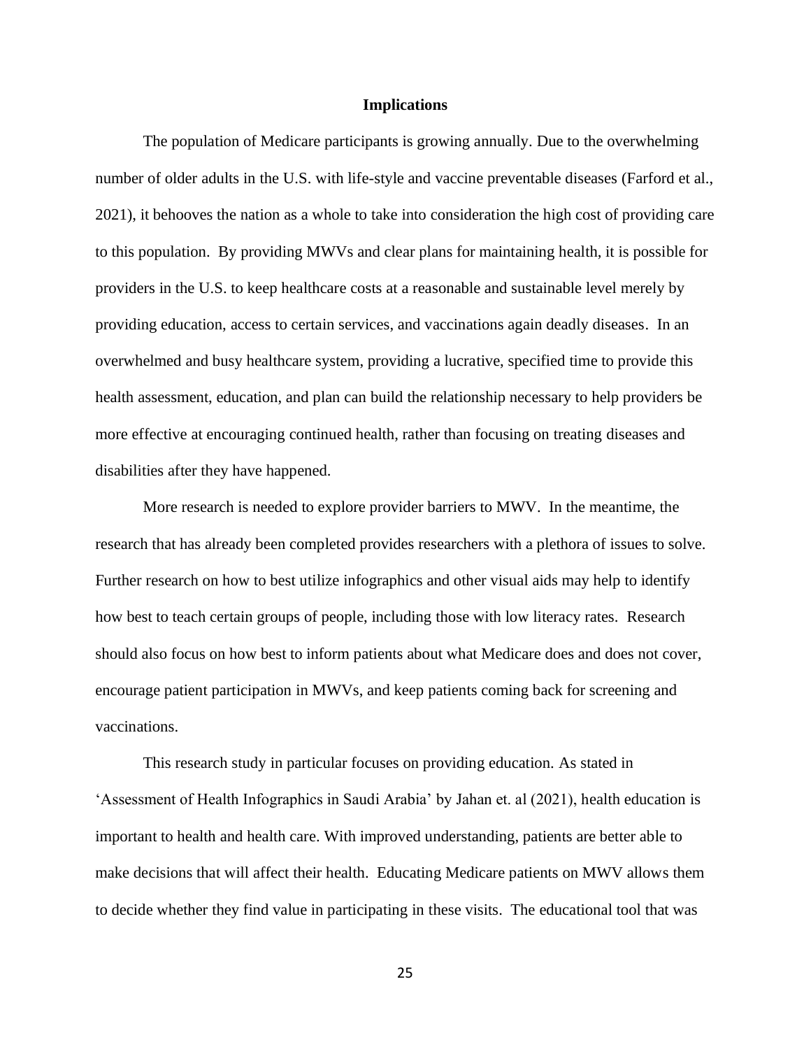**Implications**

The population of Medicare participants is growing annually. Due to the overwhelming number of older adults in the U.S. with life-style and vaccine preventable diseases (Farford et al., 2021), it behooves the nation as a whole to take into consideration the high cost of providing care to this population. By providing MWVs and clear plans for maintaining health, it is possible for providers in the U.S. to keep healthcare costs at a reasonable and sustainable level merely by providing education, access to certain services, and vaccinations again deadly diseases. In an overwhelmed and busy healthcare system, providing a lucrative, specified time to provide this health assessment, education, and plan can build the relationship necessary to help providers be more effective at encouraging continued health, rather than focusing on treating diseases and disabilities after they have happened.

More research is needed to explore provider barriers to MWV. In the meantime, the research that has already been completed provides researchers with a plethora of issues to solve. Further research on how to best utilize infographics and other visual aids may help to identify how best to teach certain groups of people, including those with low literacy rates. Research should also focus on how best to inform patients about what Medicare does and does not cover, encourage patient participation in MWVs, and keep patients coming back for screening and vaccinations.

This research study in particular focuses on providing education. As stated in 'Assessment of Health Infographics in Saudi Arabia' by Jahan et. al (2021), health education is important to health and health care. With improved understanding, patients are better able to make decisions that will affect their health. Educating Medicare patients on MWV allows them to decide whether they find value in participating in these visits. The educational tool that was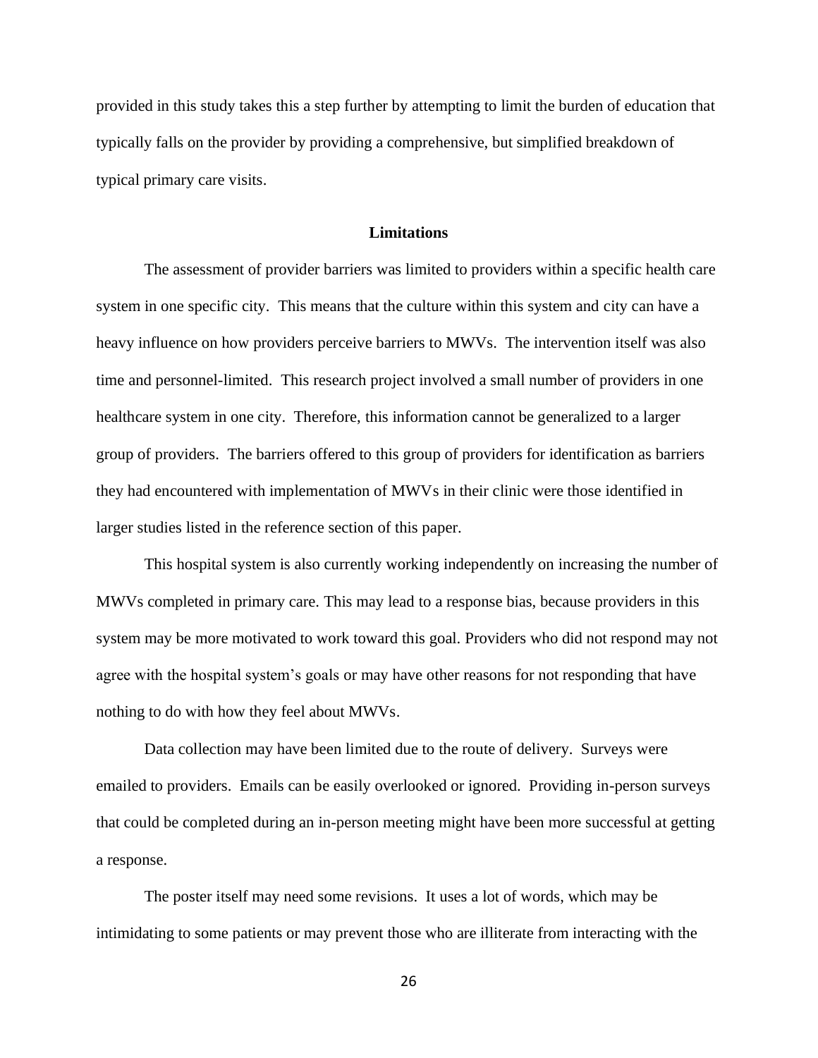provided in this study takes this a step further by attempting to limit the burden of education that typically falls on the provider by providing a comprehensive, but simplified breakdown of typical primary care visits.

## Limitations

The assessment of provider barriers was limited to providers within a specific health care system in one specific city. This means that the culture within this system and city can have a heavy influence on how providers perceive barriers to MWVs. The intervention itself was also time and personnel-limited. This research project involved a small number of providers in one healthcare system in one city. Therefore, this information cannot be generalized to a larger group of providers. The barriers offered to this group of providers for identification as barriers they had encountered with implementation of MWVs in their clinic were those identified in larger studies listed in the reference section of this paper.

This hospital system is also currently working independently on increasing the number of MWVs completed in primary care. This may lead to a response bias, because providers in this system may be more motivated to work toward this goal. Providers who did not respond may not agree with the hospital system's goals or may have other reasons for not responding that have nothing to do with how they feel about MWVs.

Data collection may have been limited due to the route of delivery. Surveys were emailed to providers. Emails can be easily overlooked or ignored. Providing in-person surveys that could be completed during an in-person meeting might have been more successful at getting a response.

The poster itself may need some revisions. It uses a lot of words, which may be intimidating to some patients or may prevent those who are illiterate from interacting with the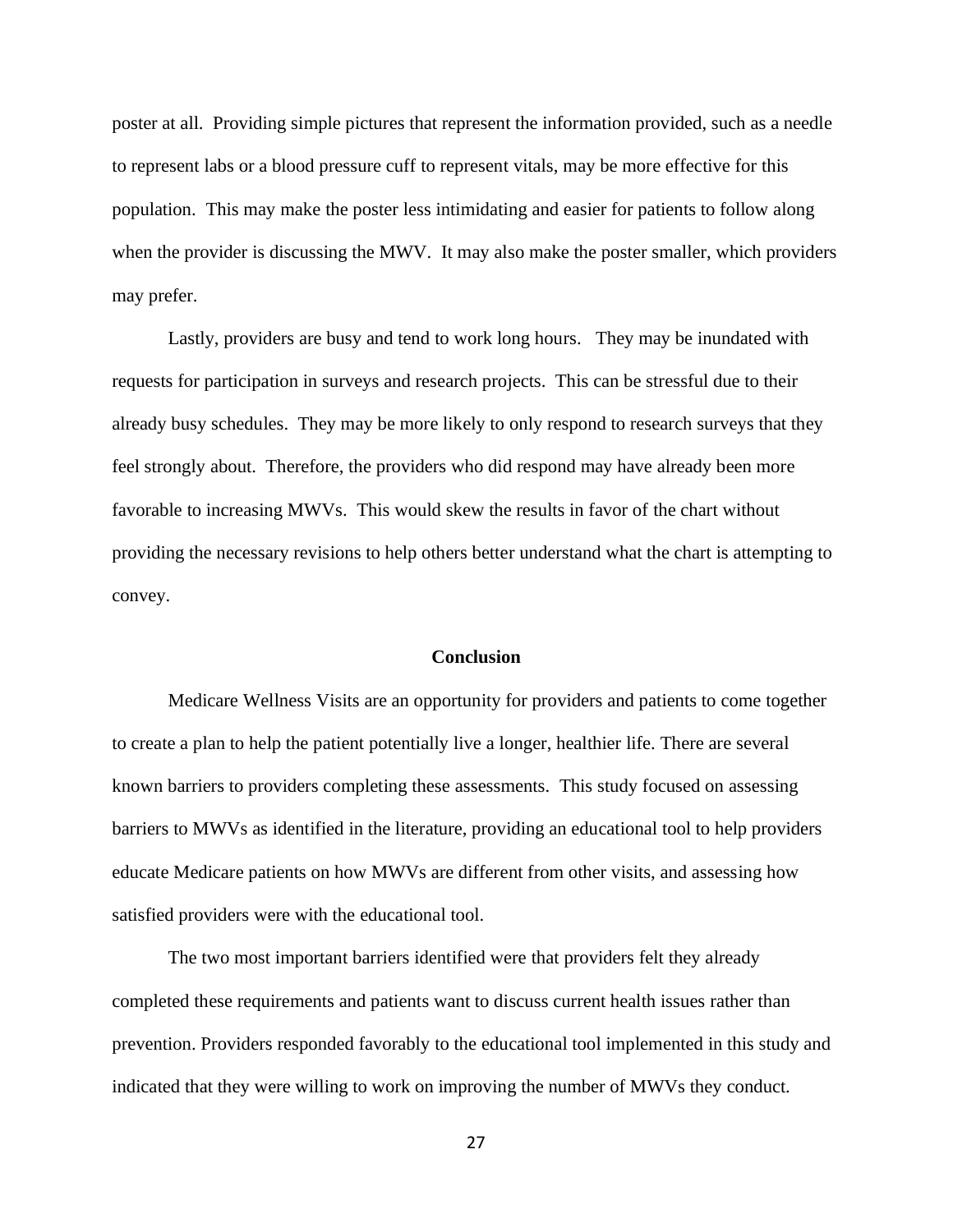poster at all. Providing simple pictures that represent the information provided, such as a needle to represent labs or a blood pressure cuff to represent vitals, may be more effective for this population. This may make the poster less intimidating and easier for patients to follow along when the provider is discussing the MWV. It may also make the poster smaller, which providers may prefer.

Lastly, providers are busy and tend to work long hours. They may be inundated with requests for participation in surveys and research projects. This can be stressful due to their already busy schedules. They may be more likely to only respond to research surveys that they feel strongly about. Therefore, the providers who did respond may have already been more favorable to increasing MWVs. This would skew the results in favor of the chart without providing the necessary revisions to help others better understand what the chart is attempting to convey.

## Conclusion

Medicare Wellness Visits are an opportunity for providers and patients to come together to create a plan to help the patient potentially live a longer, healthier life. There are several known barriers to providers completing these assessments. This study focused on assessing barriers to MWVs as identified in the literature, providing an educational tool to help providers educate Medicare patients on how MWVs are different from other visits, and assessing how satisfied providers were with the educational tool.

The two most important barriers identified were that providers felt they already completed these requirements and patients want to discuss current health issues rather than prevention. Providers responded favorably to the educational tool implemented in this study and indicated that they were willing to work on improving the number of MWVs they conduct.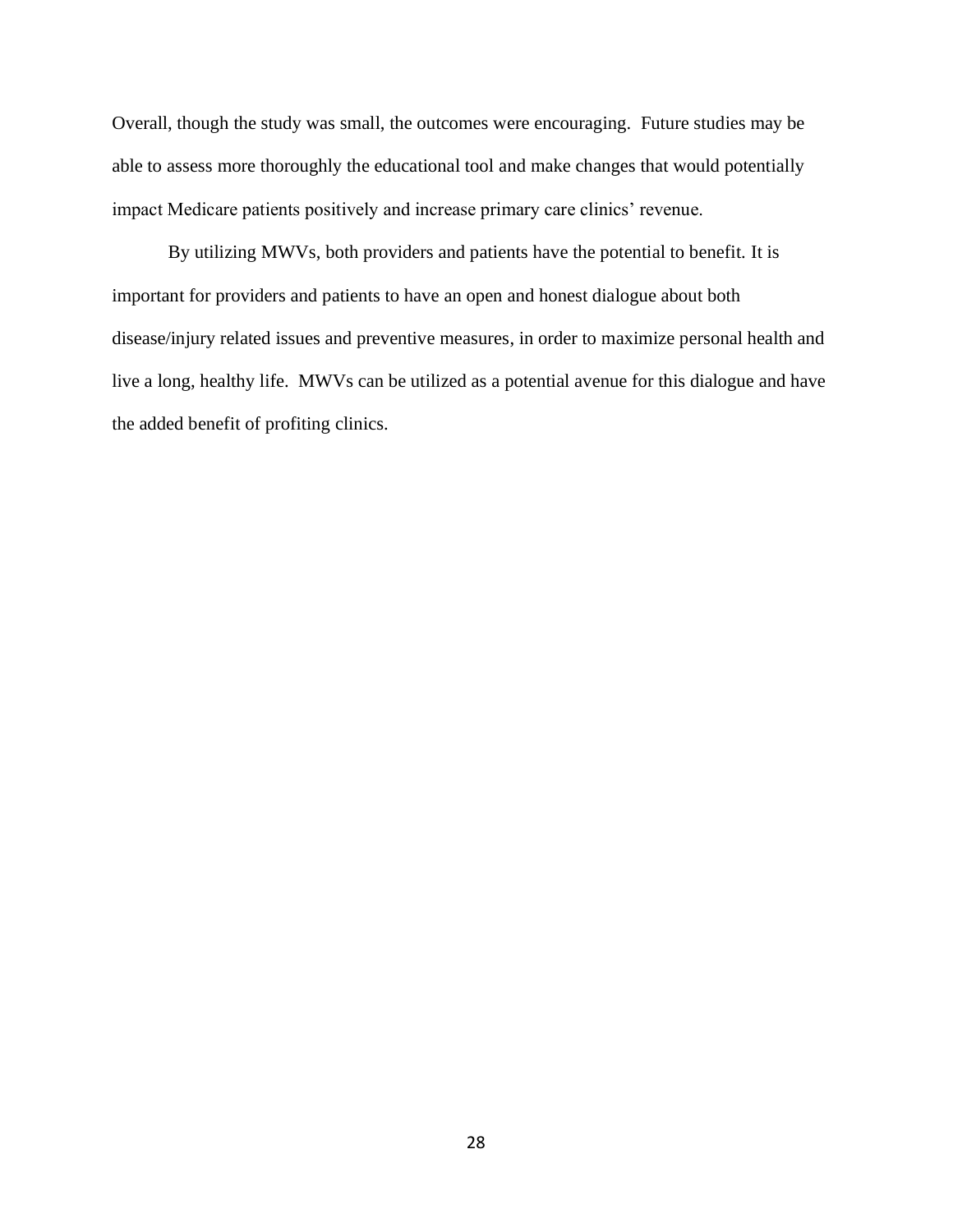Overall, though the study was small, the outcomes were encouraging. Future studies may be able to assess more thoroughly the educational tool and make changes that would potentially impact Medicare patients positively and increase primary care clinics' revenue.

By utilizing MWVs, both providers and patients have the potential to benefit. It is important for providers and patients to have an open and honest dialogue about both disease/injury related issues and preventive measures, in order to maximize personal health and live a long, healthy life. MWVs can be utilized as a potential avenue for this dialogue and have the added benefit of profiting clinics.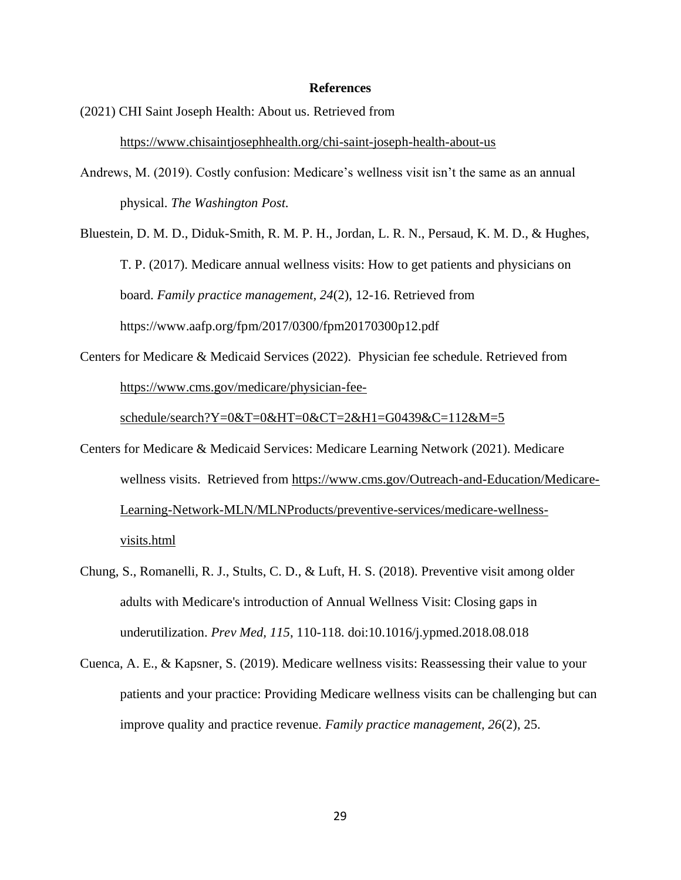# References

(2021) CHI Saint Joseph Health: About us. Retrieved from https://www.chisaintjosephhealth.org/chi-saint-joseph-health-about-us

Andrews, M. (2019). Costly confusion: Medicare's wellness visit isn't the same as an annual physical. *The Washington Post*.

Bluestein, D. M. D., Diduk-Smith, R. M. P. H., Jordan, L. R. N., Persaud, K. M. D., & Hughes, T. P. (2017). Medicare annual wellness visits: How to get patients and physicians on board. *Family practice management*, *24*(2), 12-16. Retrieved from https://www.aafp.org/fpm/2017/0300/fpm20170300p12.pdf

Centers for Medicare & Medicaid Services (2022). Physician fee schedule. Retrieved from https://www.cms.gov/medicare/physician-fee-schedule/search?Y=0&T=0&HT=0&CT=2&H1=G0439&C=112&M=5

Centers for Medicare & Medicaid Services: Medicare Learning Network (2021). Medicare wellness visits. Retrieved from https://www.cms.gov/Outreach-and-Education/Medicare-Learning-Network-MLN/MLNProducts/preventive-services/medicare-wellness-visits.html

Chung, S., Romanelli, R. J., Stults, C. D., & Luft, H. S. (2018). Preventive visit among older adults with Medicare's introduction of Annual Wellness Visit: Closing gaps in underutilization. *Prev Med, 115*, 110-118. doi:10.1016/j.ypmed.2018.08.018

Cuenca, A. E., & Kapsner, S. (2019). Medicare wellness visits: Reassessing their value to your patients and your practice: Providing Medicare wellness visits can be challenging but can improve quality and practice revenue. *Family practice management, 26*(2), 25.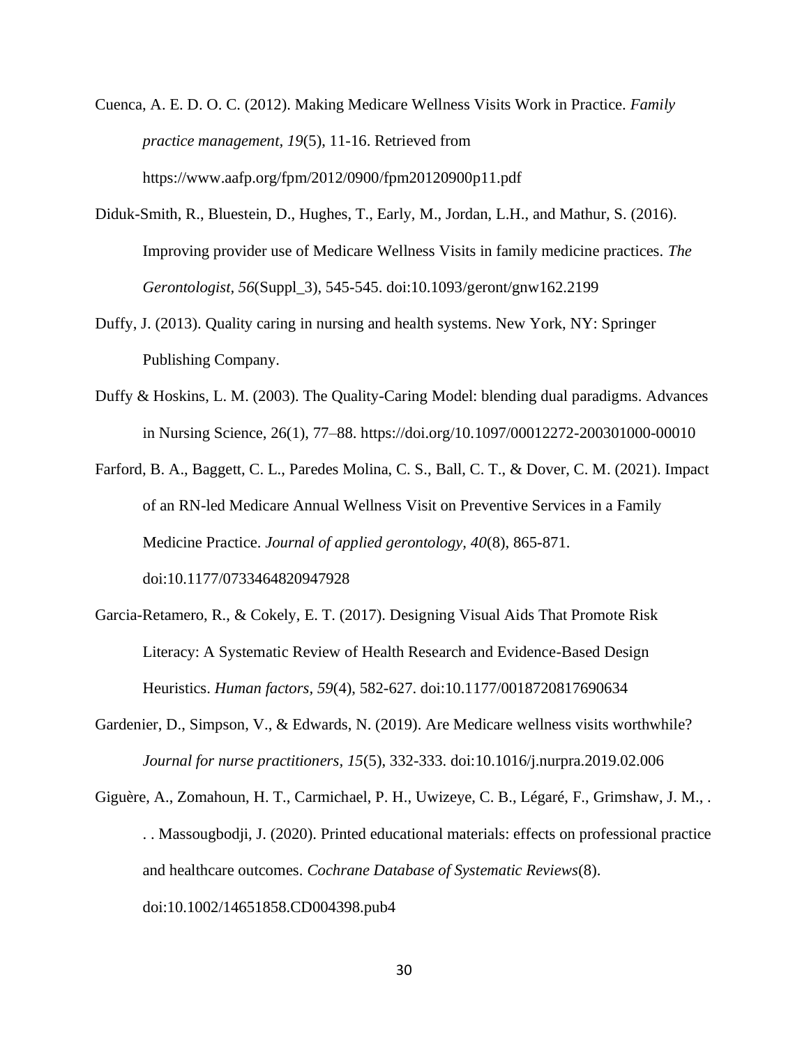Cuenca, A. E. D. O. C. (2012). Making Medicare Wellness Visits Work in Practice. *Family practice management, 19*(5), 11-16. Retrieved from https://www.aafp.org/fpm/2012/0900/fpm20120900p11.pdf

Diduk-Smith, R., Bluestein, D., Hughes, T., Early, M., Jordan, L.H., and Mathur, S. (2016). Improving provider use of Medicare Wellness Visits in family medicine practices. *The Gerontologist, 56*(Suppl_3), 545-545. doi:10.1093/geront/gnw162.2199

Duffy, J. (2013). Quality caring in nursing and health systems. New York, NY: Springer Publishing Company.

Duffy & Hoskins, L. M. (2003). The Quality-Caring Model: blending dual paradigms. Advances in Nursing Science, 26(1), 77–88. https://doi.org/10.1097/00012272-200301000-00010

Farford, B. A., Baggett, C. L., Paredes Molina, C. S., Ball, C. T., & Dover, C. M. (2021). Impact of an RN-led Medicare Annual Wellness Visit on Preventive Services in a Family Medicine Practice. *Journal of applied gerontology, 40*(8), 865-871. doi:10.1177/0733464820947928

Garcia-Retamero, R., & Cokely, E. T. (2017). Designing Visual Aids That Promote Risk Literacy: A Systematic Review of Health Research and Evidence-Based Design Heuristics. *Human factors, 59*(4), 582-627. doi:10.1177/0018720817690634

Gardenier, D., Simpson, V., & Edwards, N. (2019). Are Medicare wellness visits worthwhile? *Journal for nurse practitioners, 15*(5), 332-333. doi:10.1016/j.nurpra.2019.02.006

Giguère, A., Zomahoun, H. T., Carmichael, P. H., Uwizeye, C. B., Légaré, F., Grimshaw, J. M., . . . Massougbodji, J. (2020). Printed educational materials: effects on professional practice and healthcare outcomes. *Cochrane Database of Systematic Reviews*(8). doi:10.1002/14651858.CD004398.pub4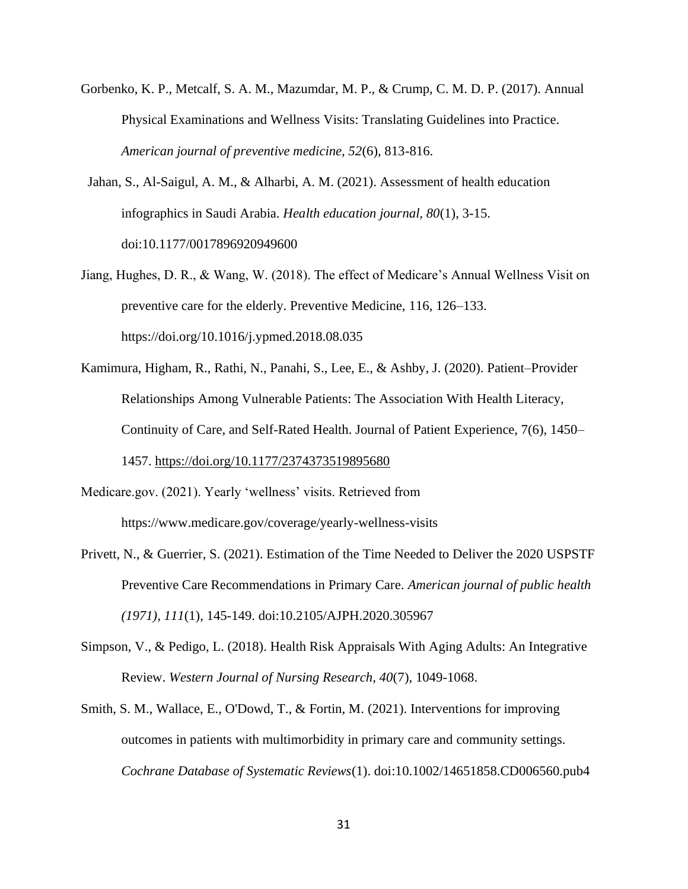Gorbenko, K. P., Metcalf, S. A. M., Mazumdar, M. P., & Crump, C. M. D. P. (2017). Annual Physical Examinations and Wellness Visits: Translating Guidelines into Practice. *American journal of preventive medicine, 52*(6), 813-816.

Jahan, S., Al-Saigul, A. M., & Alharbi, A. M. (2021). Assessment of health education infographics in Saudi Arabia. *Health education journal, 80*(1), 3-15. doi:10.1177/0017896920949600

Jiang, Hughes, D. R., & Wang, W. (2018). The effect of Medicare's Annual Wellness Visit on preventive care for the elderly. Preventive Medicine, 116, 126–133. https://doi.org/10.1016/j.ypmed.2018.08.035

Kamimura, Higham, R., Rathi, N., Panahi, S., Lee, E., & Ashby, J. (2020). Patient–Provider Relationships Among Vulnerable Patients: The Association With Health Literacy, Continuity of Care, and Self-Rated Health. Journal of Patient Experience, 7(6), 1450–1457. https://doi.org/10.1177/2374373519895680

Medicare.gov. (2021). Yearly 'wellness' visits. Retrieved from https://www.medicare.gov/coverage/yearly-wellness-visits

Privett, N., & Guerrier, S. (2021). Estimation of the Time Needed to Deliver the 2020 USPSTF Preventive Care Recommendations in Primary Care. *American journal of public health (1971), 111*(1), 145-149. doi:10.2105/AJPH.2020.305967

Simpson, V., & Pedigo, L. (2018). Health Risk Appraisals With Aging Adults: An Integrative Review. *Western Journal of Nursing Research, 40*(7), 1049-1068.

Smith, S. M., Wallace, E., O'Dowd, T., & Fortin, M. (2021). Interventions for improving outcomes in patients with multimorbidity in primary care and community settings. *Cochrane Database of Systematic Reviews*(1). doi:10.1002/14651858.CD006560.pub4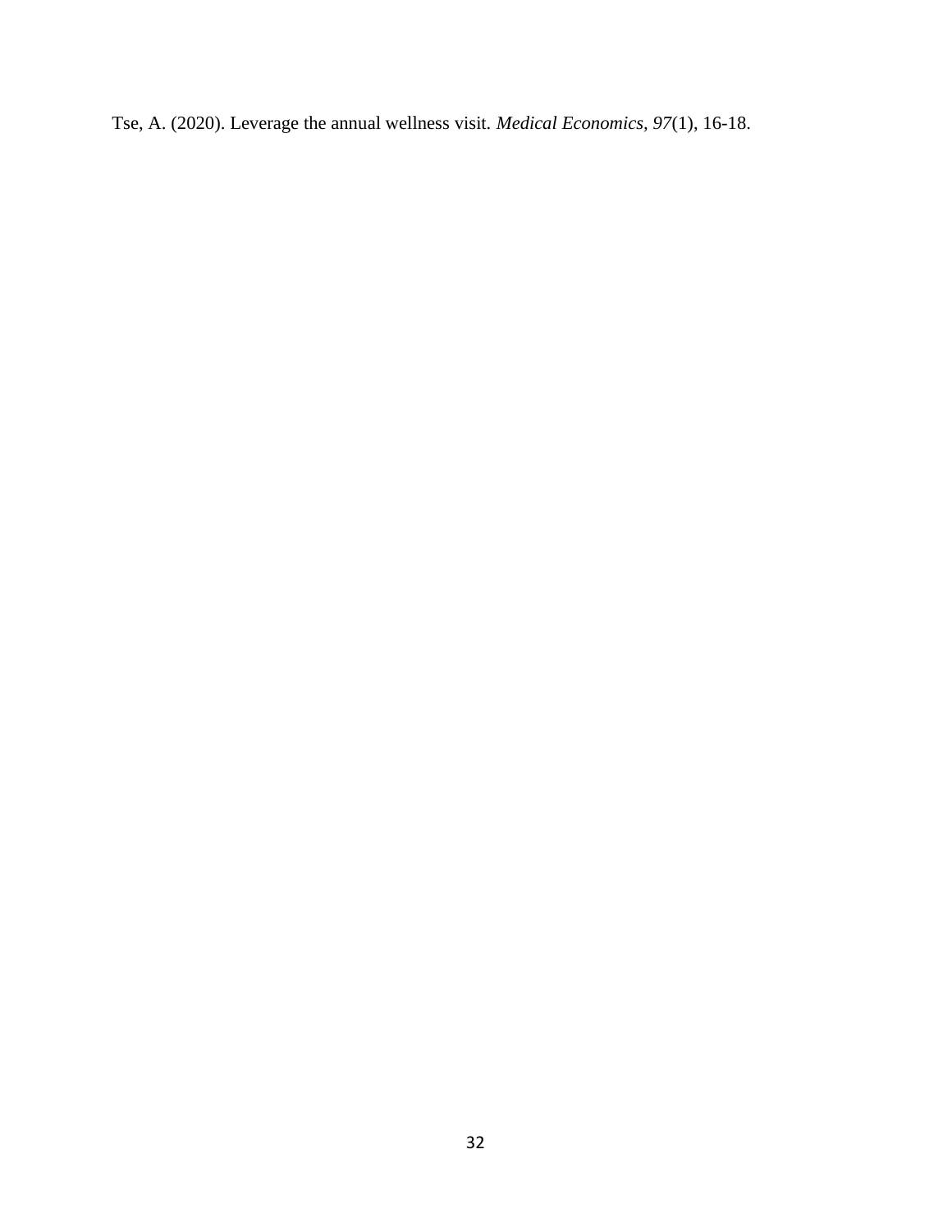Tse, A. (2020). Leverage the annual wellness visit. *Medical Economics, 97*(1), 16-18.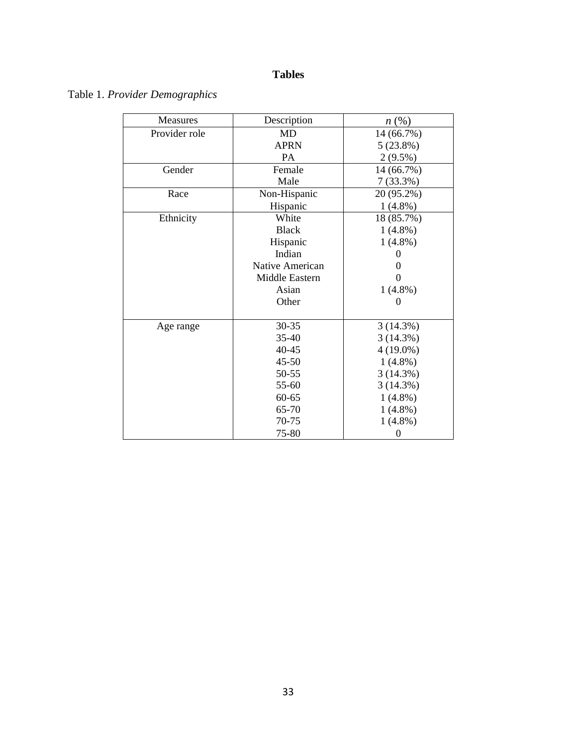# Tables

Table 1. *Provider Demographics*

| Measures | Description | *n* (%) |
|---|---|---|
| Provider role | MD | 14 (66.7%) |
| | APRN | 5 (23.8%) |
| | PA | 2 (9.5%) |
| Gender | Female | 14 (66.7%) |
| | Male | 7 (33.3%) |
| Race | Non-Hispanic | 20 (95.2%) |
| | Hispanic | 1 (4.8%) |
| Ethnicity | White | 18 (85.7%) |
| | Black | 1 (4.8%) |
| | Hispanic | 1 (4.8%) |
| | Indian | 0 |
| | Native American | 0 |
| | Middle Eastern | 0 |
| | Asian | 1 (4.8%) |
| | Other | 0 |
| Age range | 30-35 | 3 (14.3%) |
| | 35-40 | 3 (14.3%) |
| | 40-45 | 4 (19.0%) |
| | 45-50 | 1 (4.8%) |
| | 50-55 | 3 (14.3%) |
| | 55-60 | 3 (14.3%) |
| | 60-65 | 1 (4.8%) |
| | 65-70 | 1 (4.8%) |
| | 70-75 | 1 (4.8%) |
| | 75-80 | 0 |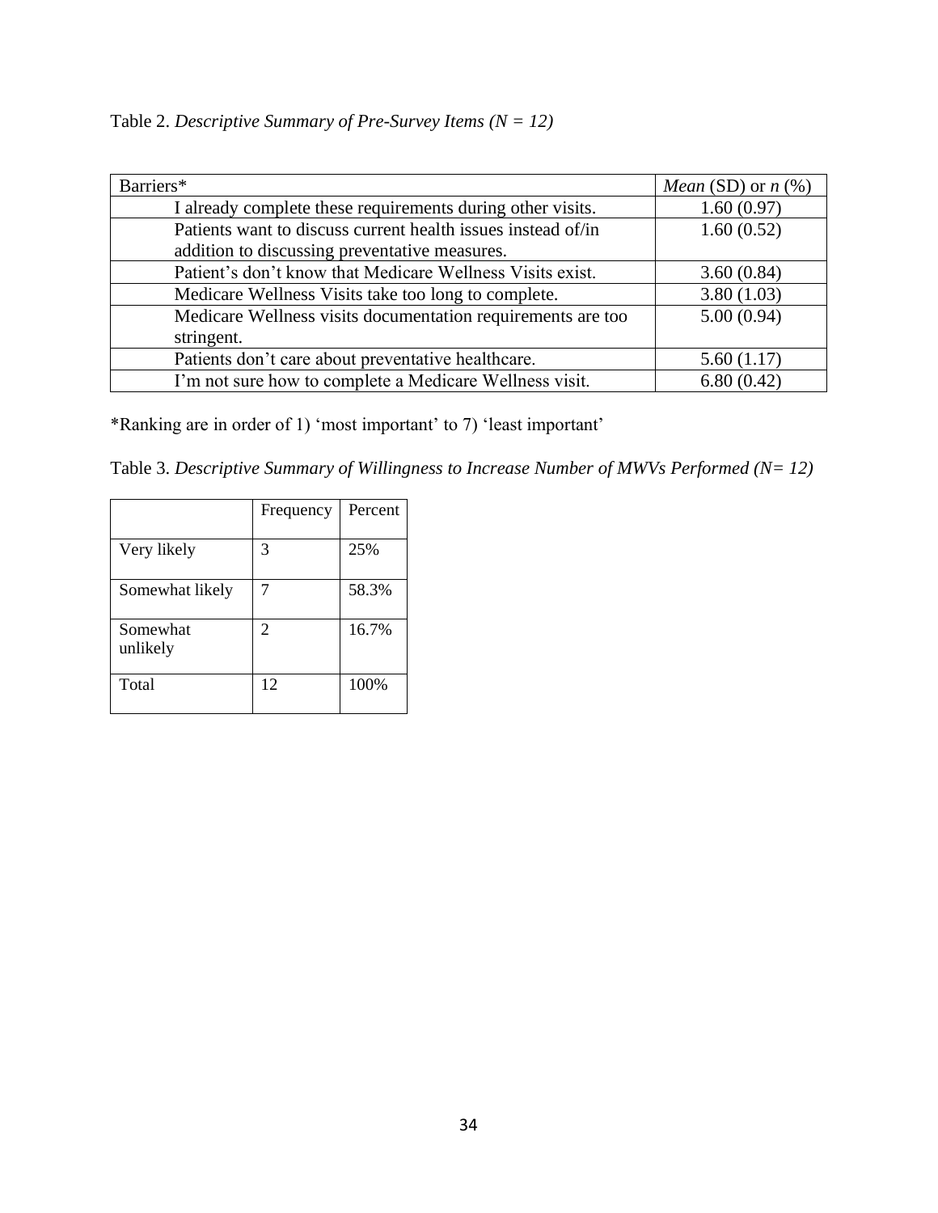Table 2. *Descriptive Summary of Pre-Survey Items (N = 12)*

| Barriers* | *Mean* (SD) or *n* (%) |
|---|---|
| I already complete these requirements during other visits. | 1.60 (0.97) |
| Patients want to discuss current health issues instead of/in addition to discussing preventative measures. | 1.60 (0.52) |
| Patient's don't know that Medicare Wellness Visits exist. | 3.60 (0.84) |
| Medicare Wellness Visits take too long to complete. | 3.80 (1.03) |
| Medicare Wellness visits documentation requirements are too stringent. | 5.00 (0.94) |
| Patients don't care about preventative healthcare. | 5.60 (1.17) |
| I'm not sure how to complete a Medicare Wellness visit. | 6.80 (0.42) |

*Ranking are in order of 1) 'most important' to 7) 'least important'

Table 3. *Descriptive Summary of Willingness to Increase Number of MWVs Performed (N= 12)*

| | Frequency | Percent |
|---|---|---|
| Very likely | 3 | 25% |
| Somewhat likely | 7 | 58.3% |
| Somewhat unlikely | 2 | 16.7% |
| Total | 12 | 100% |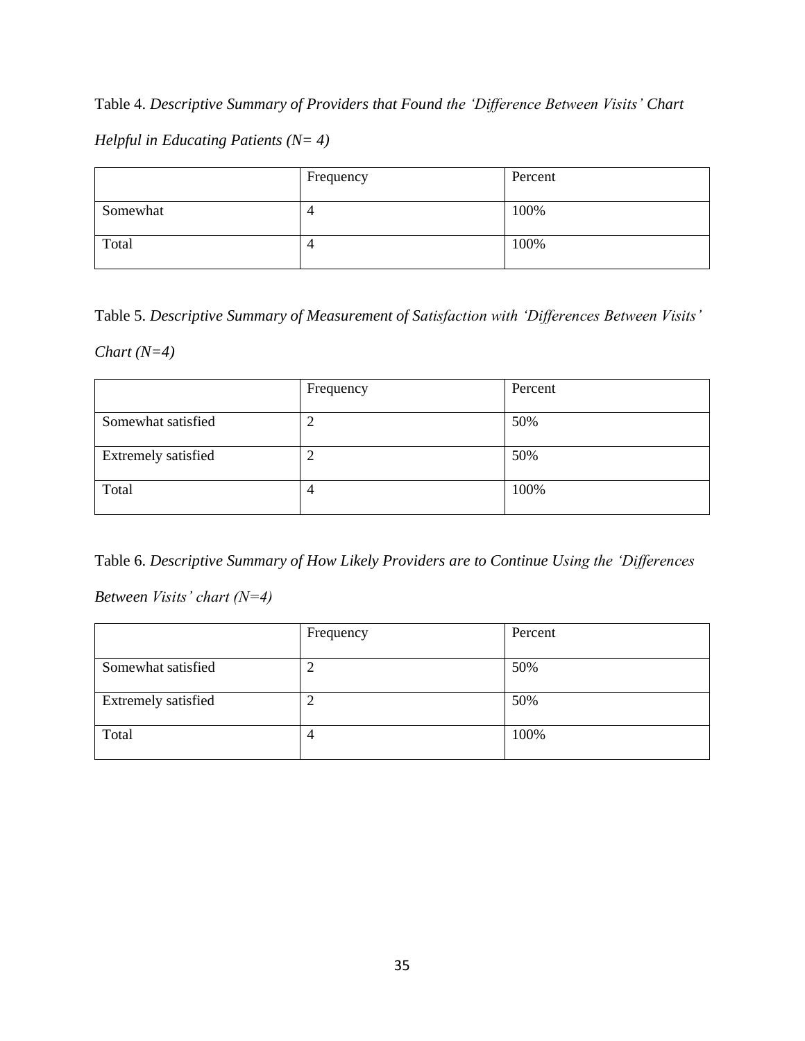Table 4. *Descriptive Summary of Providers that Found the 'Difference Between Visits' Chart Helpful in Educating Patients (N= 4)*

| | Frequency | Percent |
|---|---|---|
| Somewhat | 4 | 100% |
| Total | 4 | 100% |

Table 5. *Descriptive Summary of Measurement of Satisfaction with 'Differences Between Visits' Chart (N=4)*

| | Frequency | Percent |
|---|---|---|
| Somewhat satisfied | 2 | 50% |
| Extremely satisfied | 2 | 50% |
| Total | 4 | 100% |

Table 6. *Descriptive Summary of How Likely Providers are to Continue Using the 'Differences Between Visits' chart (N=4)*

| | Frequency | Percent |
|---|---|---|
| Somewhat satisfied | 2 | 50% |
| Extremely satisfied | 2 | 50% |
| Total | 4 | 100% |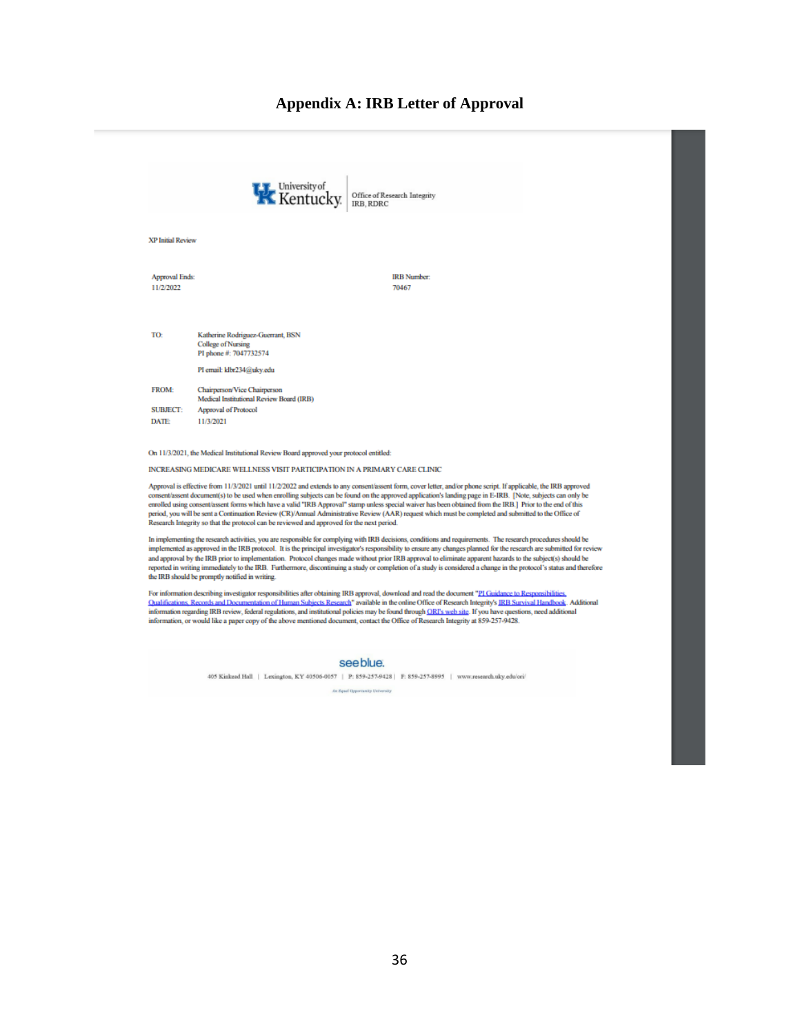# Appendix A: IRB Letter of Approval

University of Kentucky | Office of Research Integrity
IRB, RDRC

XP Initial Review

Approval Ends:
11/2/2022

IRB Number:
70467

TO: Katherine Rodriguez-Guerrant, BSN
College of Nursing
PI phone #: 7047732574

PI email: klbr234@uky.edu

FROM: Chairperson/Vice Chairperson
Medical Institutional Review Board (IRB)

SUBJECT: Approval of Protocol

DATE: 11/3/2021

On 11/3/2021, the Medical Institutional Review Board approved your protocol entitled:

INCREASING MEDICARE WELLNESS VISIT PARTICIPATION IN A PRIMARY CARE CLINIC

Approval is effective from 11/3/2021 until 11/2/2022 and extends to any consent/assent form, cover letter, and/or phone script. If applicable, the IRB approved consent/assent document(s) to be used when enrolling subjects can be found on the approved application's landing page in E-IRB. [Note, subjects can only be enrolled using consent/assent forms which have a valid "IRB Approval" stamp unless special waiver has been obtained from the IRB.] Prior to the end of this period, you will be sent a Continuation Review (CR)/Annual Administrative Review (AAR) request which must be completed and submitted to the Office of Research Integrity so that the protocol can be reviewed and approved for the next period.

In implementing the research activities, you are responsible for complying with IRB decisions, conditions and requirements. The research procedures should be implemented as approved in the IRB protocol. It is the principal investigator's responsibility to ensure any changes planned for the research are submitted for review and approval by the IRB prior to implementation. Protocol changes made without prior IRB approval to eliminate apparent hazards to the subject(s) should be reported in writing immediately to the IRB. Furthermore, discontinuing a study or completion of a study is considered a change in the protocol's status and therefore the IRB should be promptly notified in writing.

For information describing investigator responsibilities after obtaining IRB approval, download and read the document "PI Guidance to Responsibilities, Qualifications, Records and Documentation of Human Subjects Research" available in the online Office of Research Integrity's IRB Survival Handbook. Additional information regarding IRB review, federal regulations, and institutional policies may be found through ORI's web site. If you have questions, need additional information, or would like a paper copy of the above mentioned document, contact the Office of Research Integrity at 859-257-9428.

see blue.

405 Kinkead Hall | Lexington, KY 40506-0057 | P: 859-257-9428 | F: 859-257-8995 | www.research.uky.edu/ori/

An Equal Opportunity University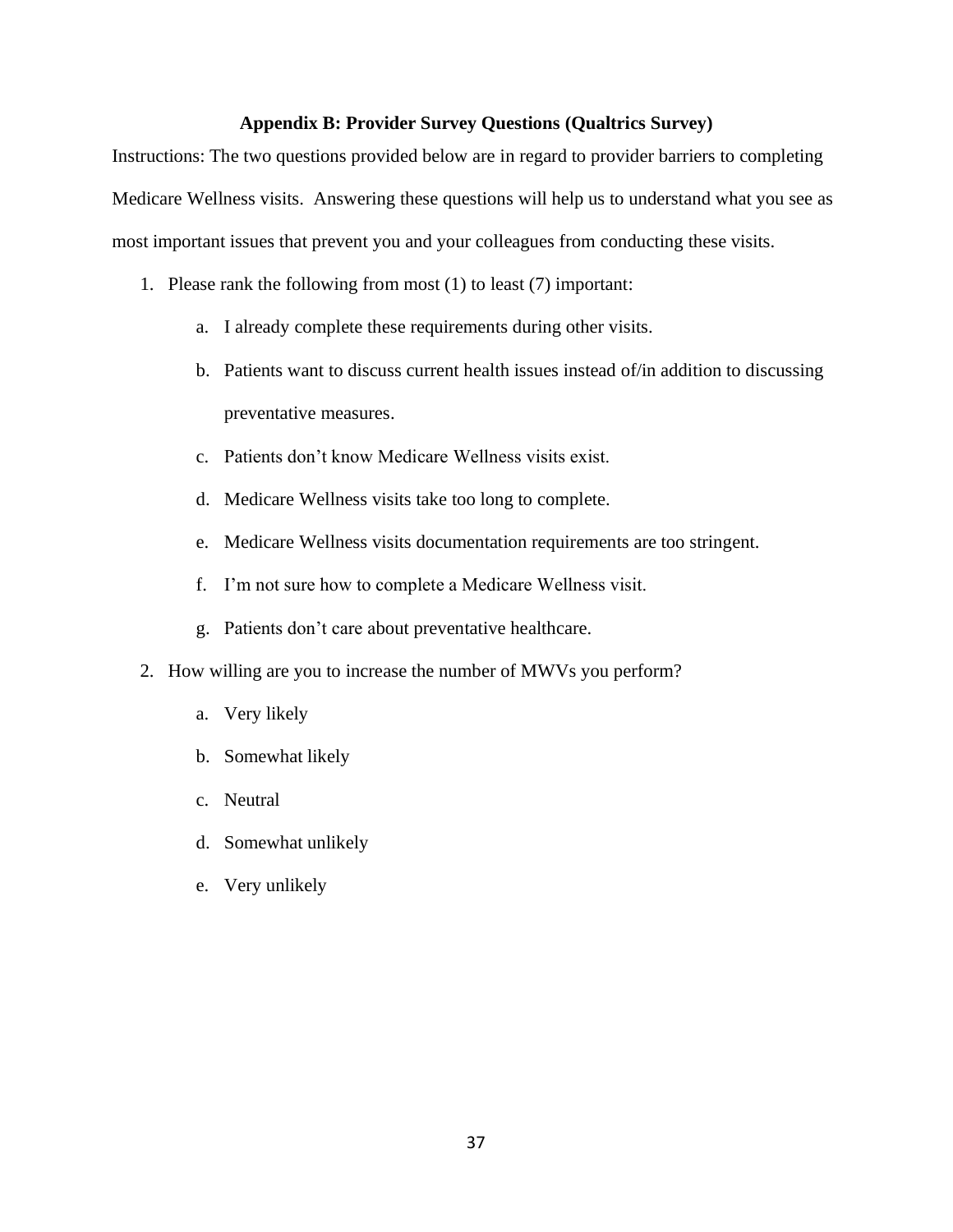## Appendix B: Provider Survey Questions (Qualtrics Survey)

Instructions: The two questions provided below are in regard to provider barriers to completing Medicare Wellness visits. Answering these questions will help us to understand what you see as most important issues that prevent you and your colleagues from conducting these visits.

1. Please rank the following from most (1) to least (7) important:
    a. I already complete these requirements during other visits.
    b. Patients want to discuss current health issues instead of/in addition to discussing preventative measures.
    c. Patients don't know Medicare Wellness visits exist.
    d. Medicare Wellness visits take too long to complete.
    e. Medicare Wellness visits documentation requirements are too stringent.
    f. I'm not sure how to complete a Medicare Wellness visit.
    g. Patients don't care about preventative healthcare.
2. How willing are you to increase the number of MWVs you perform?
    a. Very likely
    b. Somewhat likely
    c. Neutral
    d. Somewhat unlikely
    e. Very unlikely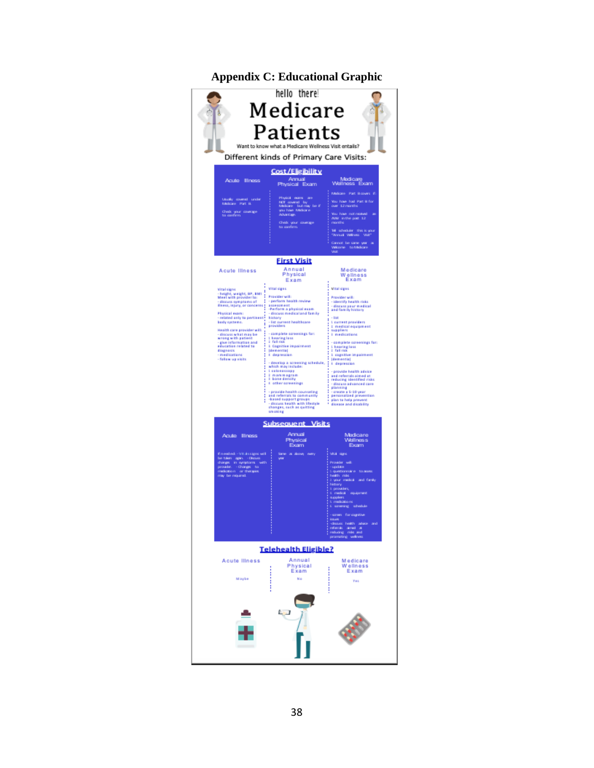# Appendix C: Educational Graphic

hello there!

# Medicare Patients

Want to know what a Medicare Wellness Visit entails?

## Different kinds of Primary Care Visits:

### Cost/Eligibility

| Acute Illness | Annual Physical Exam | Medicare Wellness Exam |
|---|---|---|
| Usually covered under Medicare Part B. Check your coverage to confirm. | Physical exams are NOT covered by Medicare but may be if you have Medicare Advantage. Check your coverage to confirm. | Medicare Part B covers if: You have had Part B for over 12 months. You have not received an AWV in the past 12 months. To schedule this is your "Annual Wellness Visit". Cannot be same year as Welcome to Medicare Visit |

### First Visit

| Acute Illness | Annual Physical Exam | Medicare Wellness Exam |
|---|---|---|
| Vital signs - height, weight, BP, BMI. Meet with provider to: - discuss symptoms of illness, injury, or concerns. Physical exam: - related only to pertinent body systems. Health care provider will: - discuss what may be wrong with patient - give information and education related to diagnosis - medications - follow up visits | Vital signs. Provider will: - perform health review assessment - Perform a physical exam - discuss medical and family history - list current healthcare providers - complete screenings for: 1 hearing loss 2 fall risk 3 Cognitive impairment (dementia) 4 depression - develop a screening schedule, which may include: 1 colonoscopy 2 mammogram 3 bone density 4 other screenings - provide health counseling and referrals to community-based support groups - discuss health with lifestyle changes, such as quitting smoking | Vital signs. Provider will: - identify health risks - discuss your medical and family history - list 1 current providers 2 medical equipment suppliers 3 medications - complete screenings for: 1 hearing loss 2 fall risk 3 cognitive impairment (dementia) 4 depression - provide health advice and referrals aimed at reducing identified risks - discuss advanced care planning - create a 5-10 year personalized prevention plan to help prevent disease and disability |

### Subsequent Visits

| Acute Illness | Annual Physical Exam | Medicare Wellness Exam |
|---|---|---|
| If needed: - Vital signs will be taken again. - Discuss changes in symptoms with provider. - Changes to medication or therapies may be required. | Same as above every year | Vital signs. Provider will: - update 1 questionnaire to assess health risks 2 your medical and family history 3 providers, 4 medical equipment suppliers 5 medications 6 screening schedule - screen for cognitive issues - discuss health advice and referrals aimed at reducing risks and promoting wellness |

### Telehealth Eligible?

| Acute Illness | Annual Physical Exam | Medicare Wellness Exam |
|---|---|---|
| Maybe | No | Yes |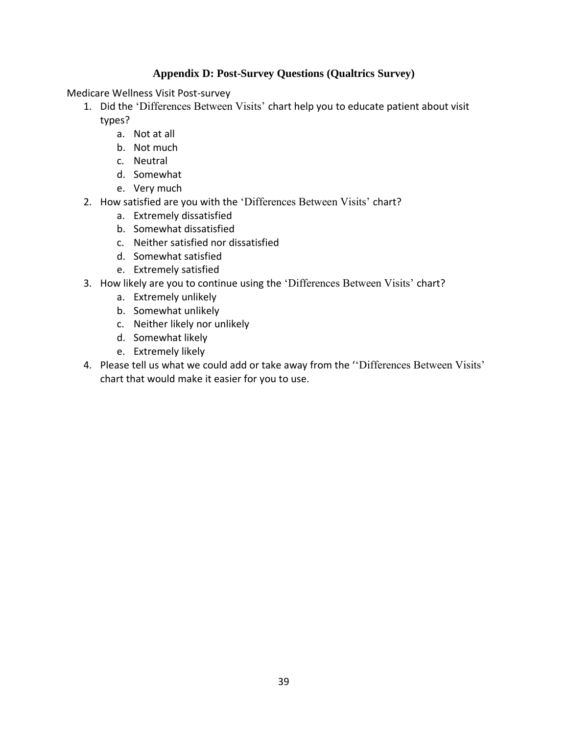## Appendix D: Post-Survey Questions (Qualtrics Survey)

Medicare Wellness Visit Post-survey

1. Did the 'Differences Between Visits' chart help you to educate patient about visit types?
    a. Not at all
    b. Not much
    c. Neutral
    d. Somewhat
    e. Very much
2. How satisfied are you with the 'Differences Between Visits' chart?
    a. Extremely dissatisfied
    b. Somewhat dissatisfied
    c. Neither satisfied nor dissatisfied
    d. Somewhat satisfied
    e. Extremely satisfied
3. How likely are you to continue using the 'Differences Between Visits' chart?
    a. Extremely unlikely
    b. Somewhat unlikely
    c. Neither likely nor unlikely
    d. Somewhat likely
    e. Extremely likely
4. Please tell us what we could add or take away from the ''Differences Between Visits' chart that would make it easier for you to use.